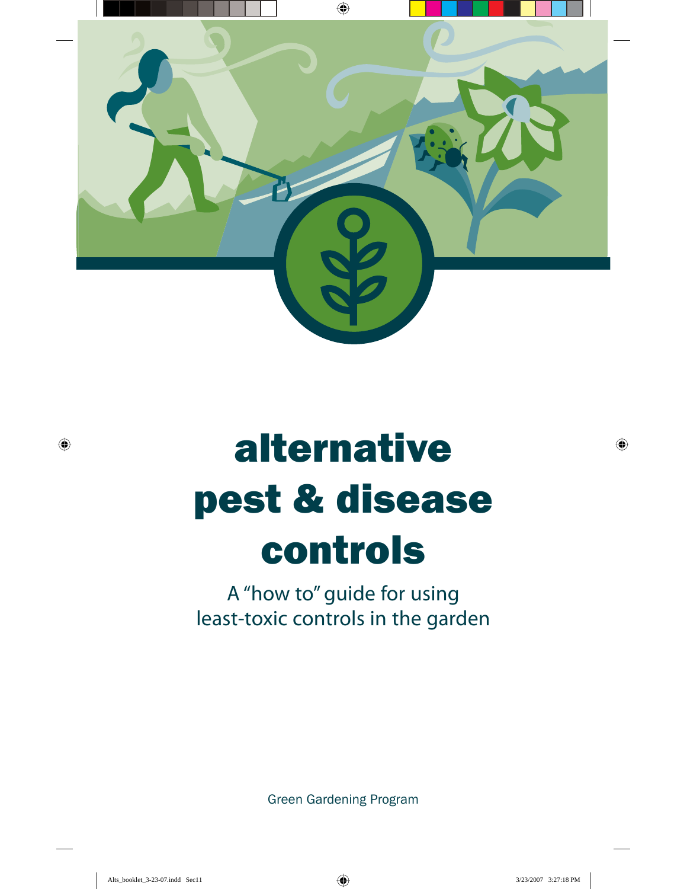# alternative pest & disease controls

A "how to" guide for using least-toxic controls in the garden

Green Gardening Program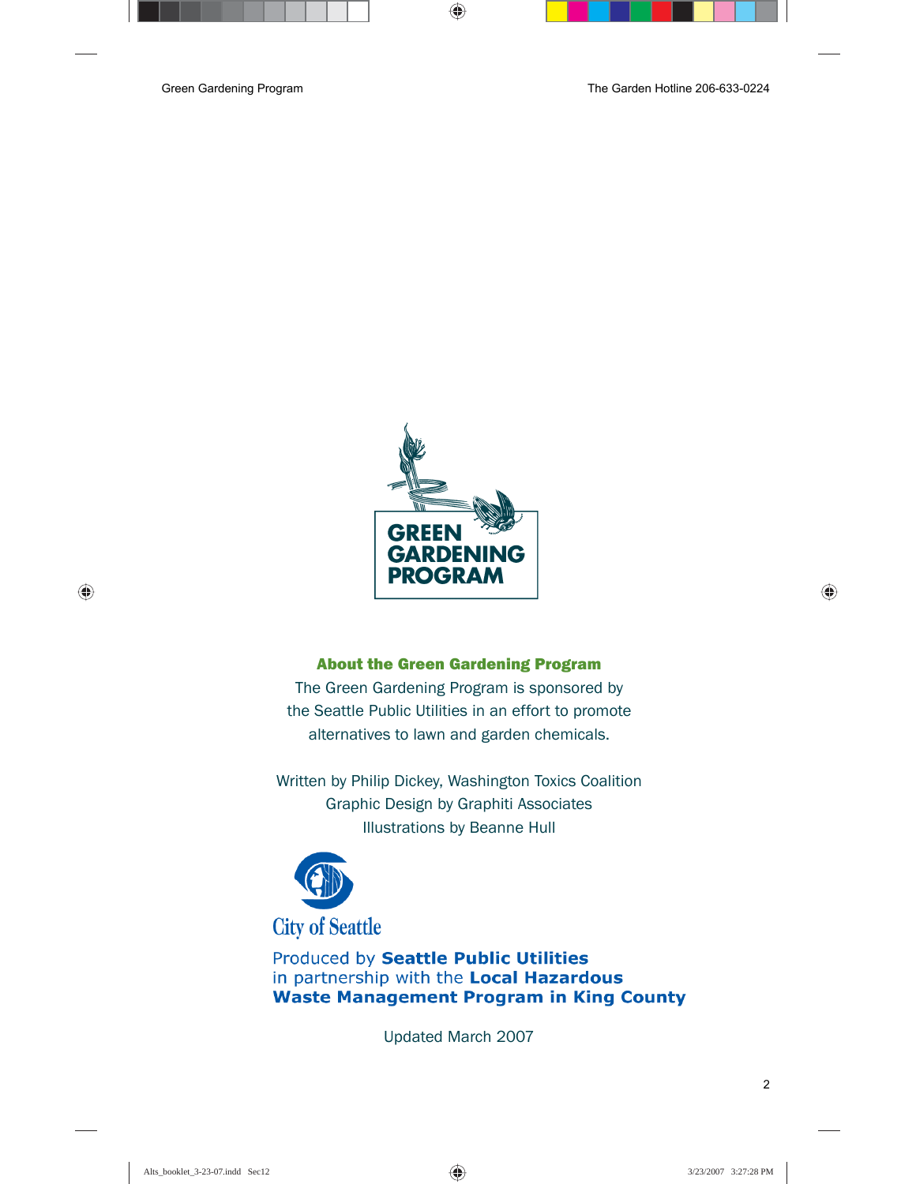GREEN GARDENING PROGRAM

## About the Green Gardening Program

The Green Gardening Program is sponsored by the Seattle Public Utilities in an effort to promote alternatives to lawn and garden chemicals.

Written by Philip Dickey, Washington Toxics Coalition
Graphic Design by Graphiti Associates
Illustrations by Beanne Hull

City of Seattle

Produced by **Seattle Public Utilities** in partnership with the **Local Hazardous Waste Management Program in King County**

Updated March 2007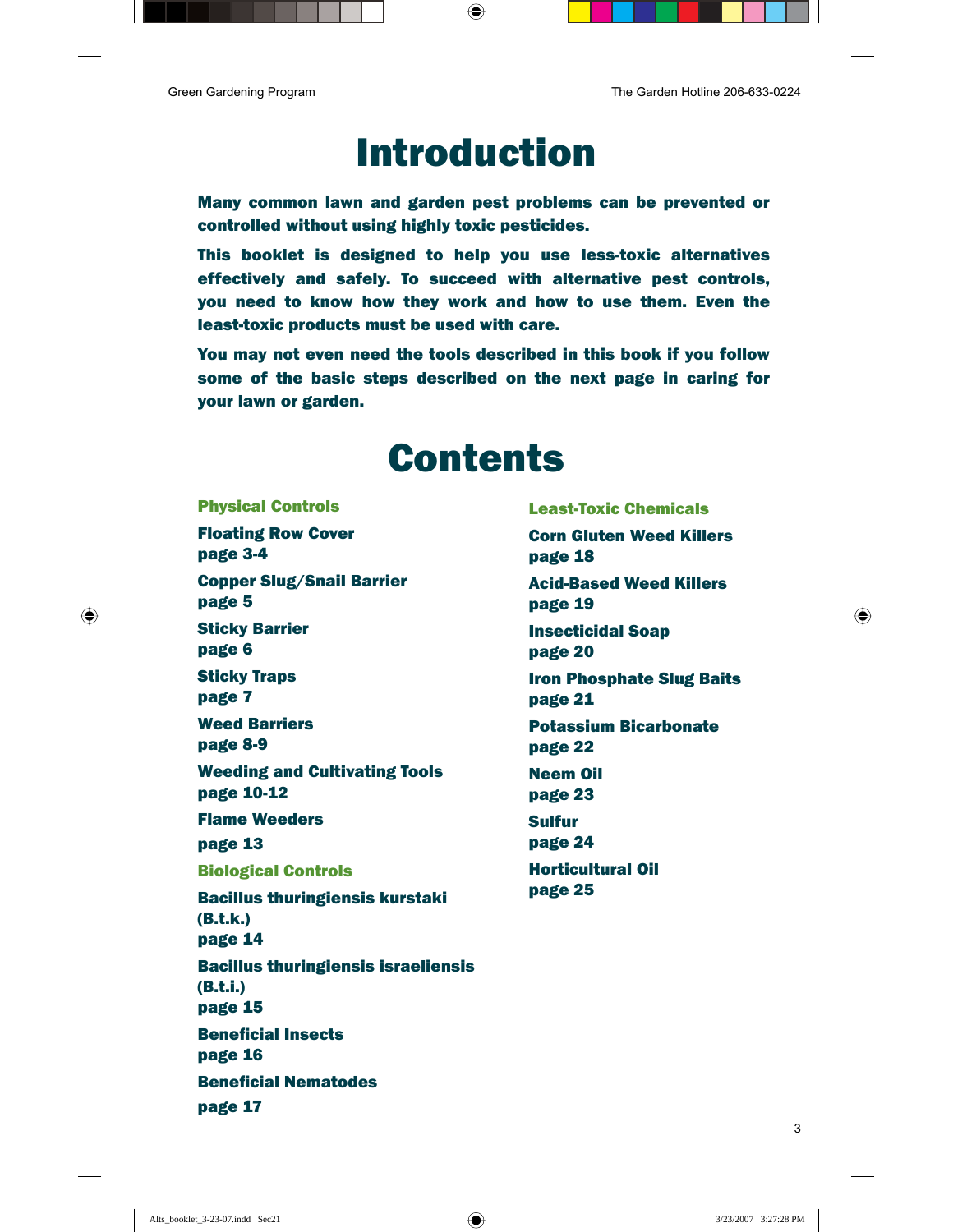# Introduction

**Many common lawn and garden pest problems can be prevented or controlled without using highly toxic pesticides.**

**This booklet is designed to help you use less-toxic alternatives effectively and safely. To succeed with alternative pest controls, you need to know how they work and how to use them. Even the least-toxic products must be used with care.**

**You may not even need the tools described in this book if you follow some of the basic steps described on the next page in caring for your lawn or garden.**

# Contents

### Physical Controls

**Floating Row Cover**
**page 3-4**

**Copper Slug/Snail Barrier**
**page 5**

**Sticky Barrier**
**page 6**

**Sticky Traps**
**page 7**

**Weed Barriers**
**page 8-9**

**Weeding and Cultivating Tools**
**page 10-12**

**Flame Weeders**
**page 13**

### Biological Controls

**Bacillus thuringiensis kurstaki (B.t.k.)**
**page 14**

**Bacillus thuringiensis israeliensis (B.t.i.)**
**page 15**

**Beneficial Insects**
**page 16**

**Beneficial Nematodes**
**page 17**

### Least-Toxic Chemicals

**Corn Gluten Weed Killers**
**page 18**

**Acid-Based Weed Killers**
**page 19**

**Insecticidal Soap**
**page 20**

**Iron Phosphate Slug Baits**
**page 21**

**Potassium Bicarbonate**
**page 22**

**Neem Oil**
**page 23**

**Sulfur**
**page 24**

**Horticultural Oil**
**page 25**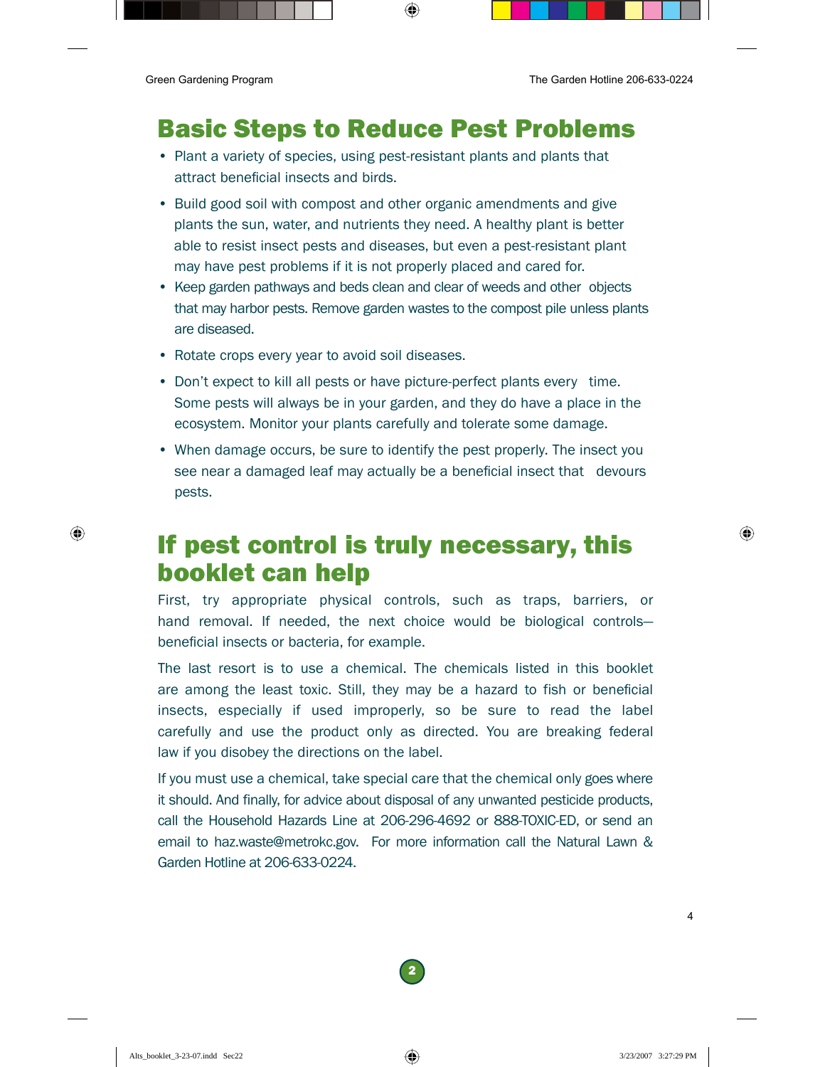## Basic Steps to Reduce Pest Problems

- Plant a variety of species, using pest-resistant plants and plants that attract beneficial insects and birds.
- Build good soil with compost and other organic amendments and give plants the sun, water, and nutrients they need. A healthy plant is better able to resist insect pests and diseases, but even a pest-resistant plant may have pest problems if it is not properly placed and cared for.
- Keep garden pathways and beds clean and clear of weeds and other objects that may harbor pests. Remove garden wastes to the compost pile unless plants are diseased.
- Rotate crops every year to avoid soil diseases.
- Don't expect to kill all pests or have picture-perfect plants every time. Some pests will always be in your garden, and they do have a place in the ecosystem. Monitor your plants carefully and tolerate some damage.
- When damage occurs, be sure to identify the pest properly. The insect you see near a damaged leaf may actually be a beneficial insect that devours pests.

## If pest control is truly necessary, this booklet can help

First, try appropriate physical controls, such as traps, barriers, or hand removal. If needed, the next choice would be biological controls—beneficial insects or bacteria, for example.

The last resort is to use a chemical. The chemicals listed in this booklet are among the least toxic. Still, they may be a hazard to fish or beneficial insects, especially if used improperly, so be sure to read the label carefully and use the product only as directed. You are breaking federal law if you disobey the directions on the label.

If you must use a chemical, take special care that the chemical only goes where it should. And finally, for advice about disposal of any unwanted pesticide products, call the Household Hazards Line at 206-296-4692 or 888-TOXIC-ED, or send an email to haz.waste@metrokc.gov. For more information call the Natural Lawn & Garden Hotline at 206-633-0224.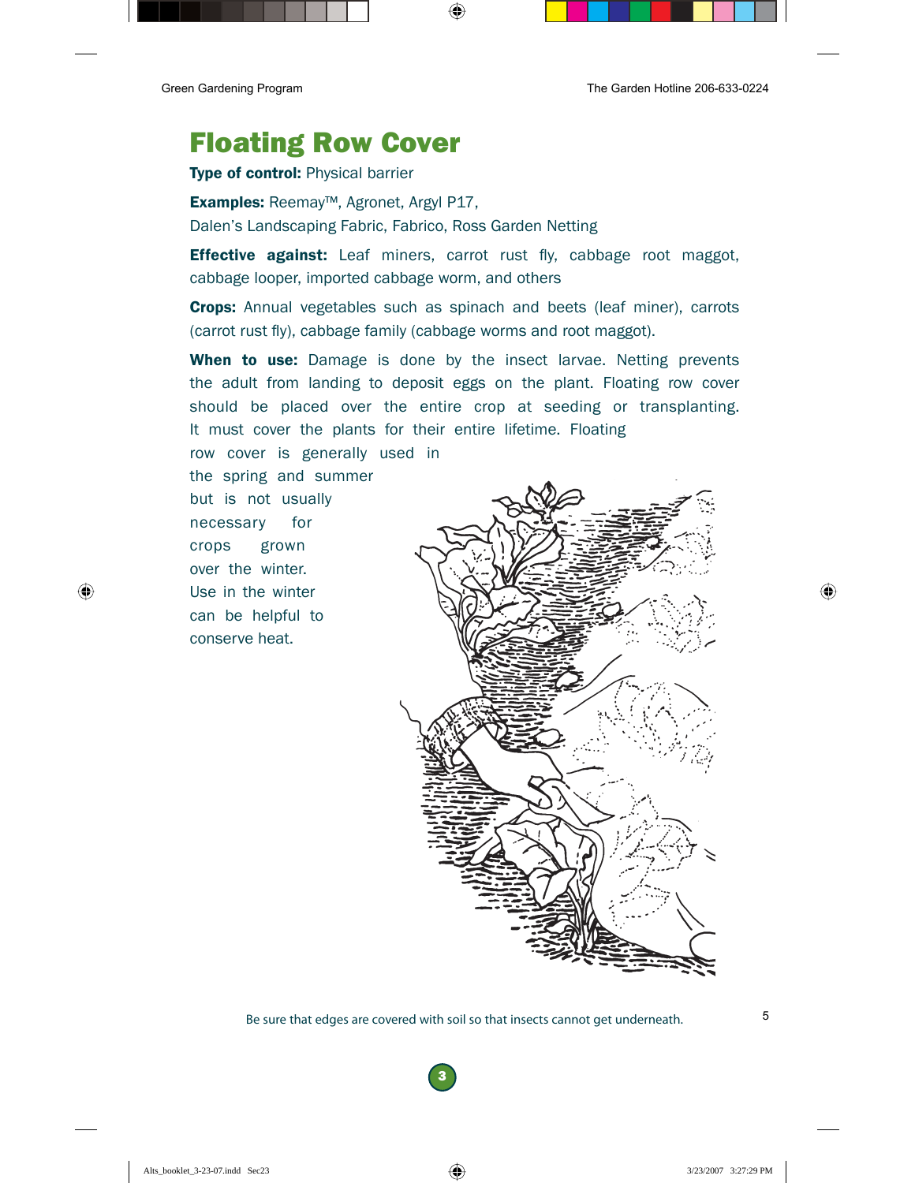# Floating Row Cover

**Type of control:** Physical barrier

**Examples:** Reemay™, Agronet, Argyl P17, Dalen's Landscaping Fabric, Fabrico, Ross Garden Netting

**Effective against:** Leaf miners, carrot rust fly, cabbage root maggot, cabbage looper, imported cabbage worm, and others

**Crops:** Annual vegetables such as spinach and beets (leaf miner), carrots (carrot rust fly), cabbage family (cabbage worms and root maggot).

**When to use:** Damage is done by the insect larvae. Netting prevents the adult from landing to deposit eggs on the plant. Floating row cover should be placed over the entire crop at seeding or transplanting. It must cover the plants for their entire lifetime. Floating row cover is generally used in the spring and summer but is not usually necessary for crops grown over the winter. Use in the winter can be helpful to conserve heat.

Be sure that edges are covered with soil so that insects cannot get underneath.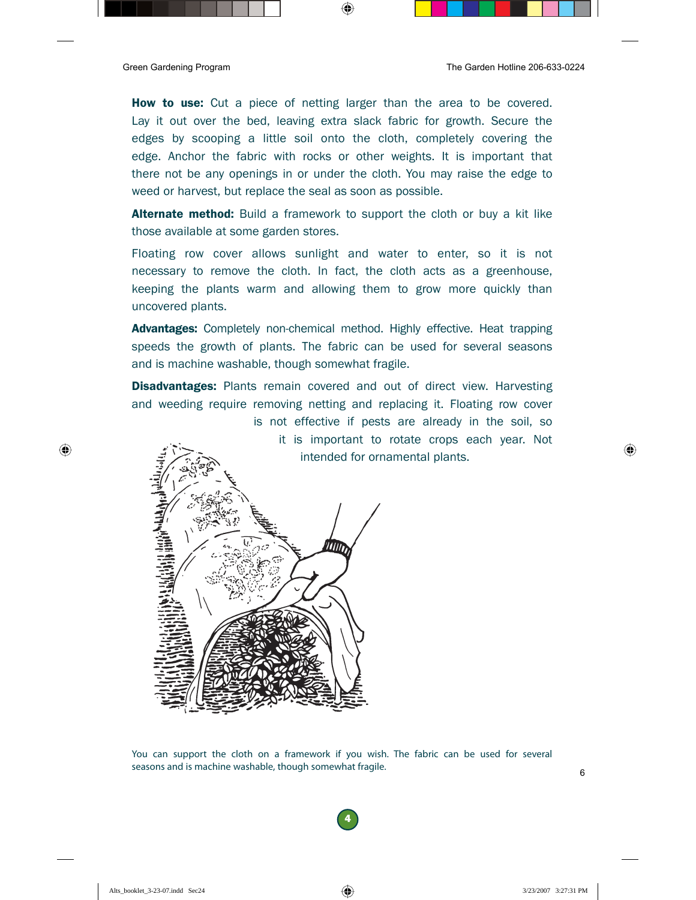**How to use:** Cut a piece of netting larger than the area to be covered. Lay it out over the bed, leaving extra slack fabric for growth. Secure the edges by scooping a little soil onto the cloth, completely covering the edge. Anchor the fabric with rocks or other weights. It is important that there not be any openings in or under the cloth. You may raise the edge to weed or harvest, but replace the seal as soon as possible.

**Alternate method:** Build a framework to support the cloth or buy a kit like those available at some garden stores.

Floating row cover allows sunlight and water to enter, so it is not necessary to remove the cloth. In fact, the cloth acts as a greenhouse, keeping the plants warm and allowing them to grow more quickly than uncovered plants.

**Advantages:** Completely non-chemical method. Highly effective. Heat trapping speeds the growth of plants. The fabric can be used for several seasons and is machine washable, though somewhat fragile.

**Disadvantages:** Plants remain covered and out of direct view. Harvesting and weeding require removing netting and replacing it. Floating row cover is not effective if pests are already in the soil, so it is important to rotate crops each year. Not intended for ornamental plants.

You can support the cloth on a framework if you wish. The fabric can be used for several seasons and is machine washable, though somewhat fragile.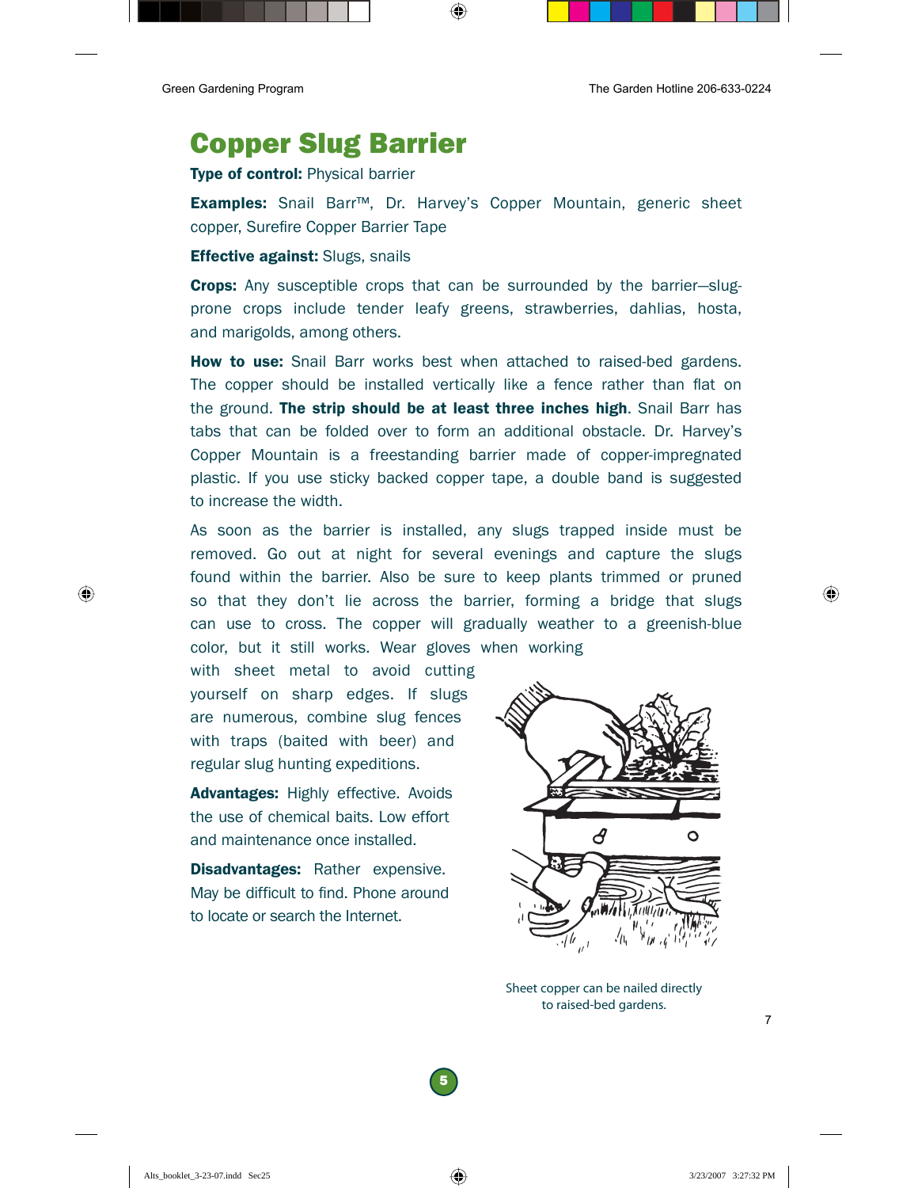# Copper Slug Barrier

**Type of control:** Physical barrier

**Examples:** Snail Barr™, Dr. Harvey's Copper Mountain, generic sheet copper, Surefire Copper Barrier Tape

**Effective against:** Slugs, snails

**Crops:** Any susceptible crops that can be surrounded by the barrier—slug-prone crops include tender leafy greens, strawberries, dahlias, hosta, and marigolds, among others.

**How to use:** Snail Barr works best when attached to raised-bed gardens. The copper should be installed vertically like a fence rather than flat on the ground. **The strip should be at least three inches high**. Snail Barr has tabs that can be folded over to form an additional obstacle. Dr. Harvey's Copper Mountain is a freestanding barrier made of copper-impregnated plastic. If you use sticky backed copper tape, a double band is suggested to increase the width.

As soon as the barrier is installed, any slugs trapped inside must be removed. Go out at night for several evenings and capture the slugs found within the barrier. Also be sure to keep plants trimmed or pruned so that they don't lie across the barrier, forming a bridge that slugs can use to cross. The copper will gradually weather to a greenish-blue color, but it still works. Wear gloves when working with sheet metal to avoid cutting yourself on sharp edges. If slugs are numerous, combine slug fences with traps (baited with beer) and regular slug hunting expeditions.

**Advantages:** Highly effective. Avoids the use of chemical baits. Low effort and maintenance once installed.

**Disadvantages:** Rather expensive. May be difficult to find. Phone around to locate or search the Internet.

Sheet copper can be nailed directly to raised-bed gardens.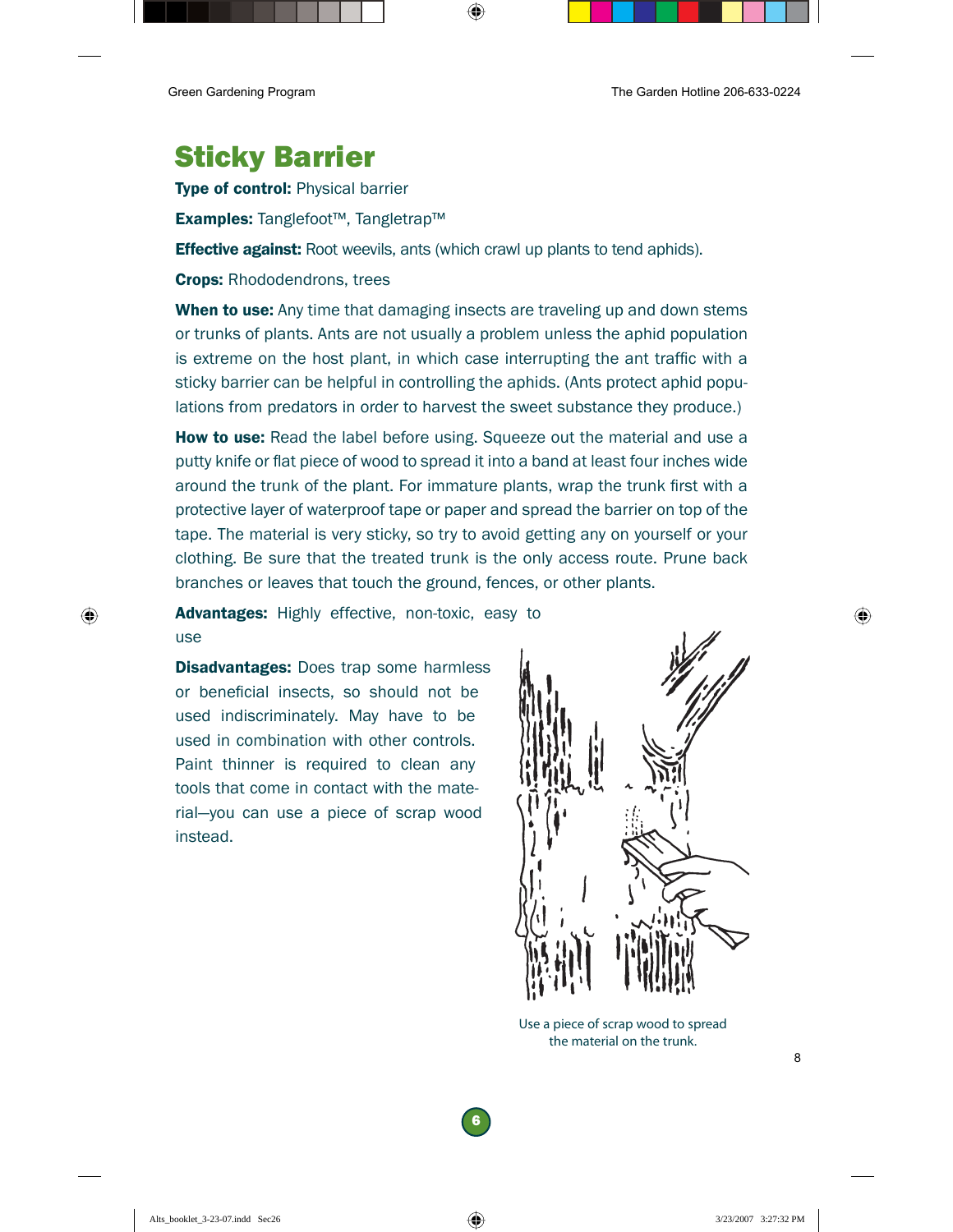# Sticky Barrier

**Type of control:** Physical barrier

**Examples:** Tanglefoot™, Tangletrap™

**Effective against:** Root weevils, ants (which crawl up plants to tend aphids).

**Crops:** Rhododendrons, trees

**When to use:** Any time that damaging insects are traveling up and down stems or trunks of plants. Ants are not usually a problem unless the aphid population is extreme on the host plant, in which case interrupting the ant traffic with a sticky barrier can be helpful in controlling the aphids. (Ants protect aphid populations from predators in order to harvest the sweet substance they produce.)

**How to use:** Read the label before using. Squeeze out the material and use a putty knife or flat piece of wood to spread it into a band at least four inches wide around the trunk of the plant. For immature plants, wrap the trunk first with a protective layer of waterproof tape or paper and spread the barrier on top of the tape. The material is very sticky, so try to avoid getting any on yourself or your clothing. Be sure that the treated trunk is the only access route. Prune back branches or leaves that touch the ground, fences, or other plants.

**Advantages:** Highly effective, non-toxic, easy to use

**Disadvantages:** Does trap some harmless or beneficial insects, so should not be used indiscriminately. May have to be used in combination with other controls. Paint thinner is required to clean any tools that come in contact with the material—you can use a piece of scrap wood instead.

Use a piece of scrap wood to spread the material on the trunk.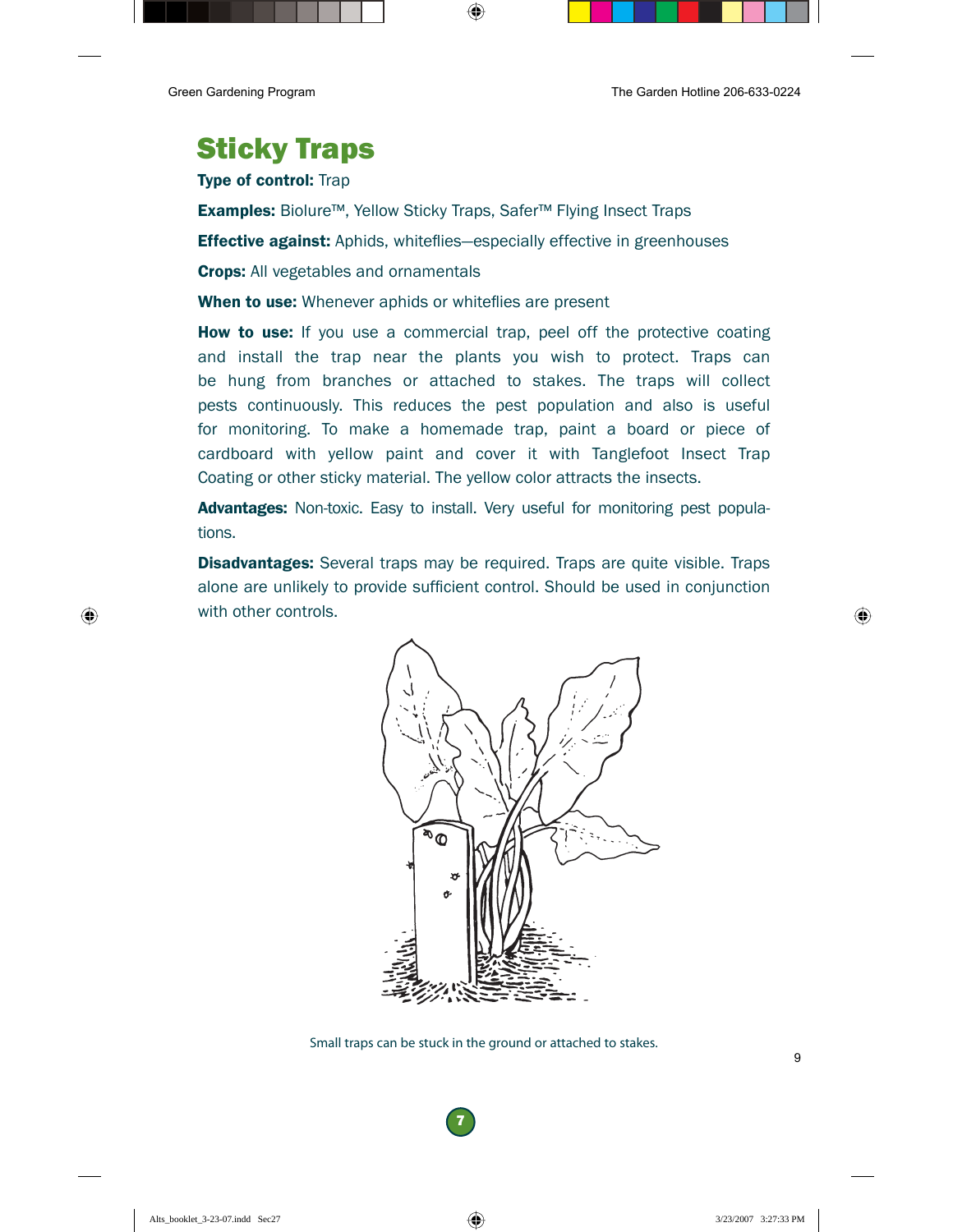# Sticky Traps

**Type of control:** Trap

**Examples:** Biolure™, Yellow Sticky Traps, Safer™ Flying Insect Traps

**Effective against:** Aphids, whiteflies—especially effective in greenhouses

**Crops:** All vegetables and ornamentals

**When to use:** Whenever aphids or whiteflies are present

**How to use:** If you use a commercial trap, peel off the protective coating and install the trap near the plants you wish to protect. Traps can be hung from branches or attached to stakes. The traps will collect pests continuously. This reduces the pest population and also is useful for monitoring. To make a homemade trap, paint a board or piece of cardboard with yellow paint and cover it with Tanglefoot Insect Trap Coating or other sticky material. The yellow color attracts the insects.

**Advantages:** Non-toxic. Easy to install. Very useful for monitoring pest populations.

**Disadvantages:** Several traps may be required. Traps are quite visible. Traps alone are unlikely to provide sufficient control. Should be used in conjunction with other controls.

Small traps can be stuck in the ground or attached to stakes.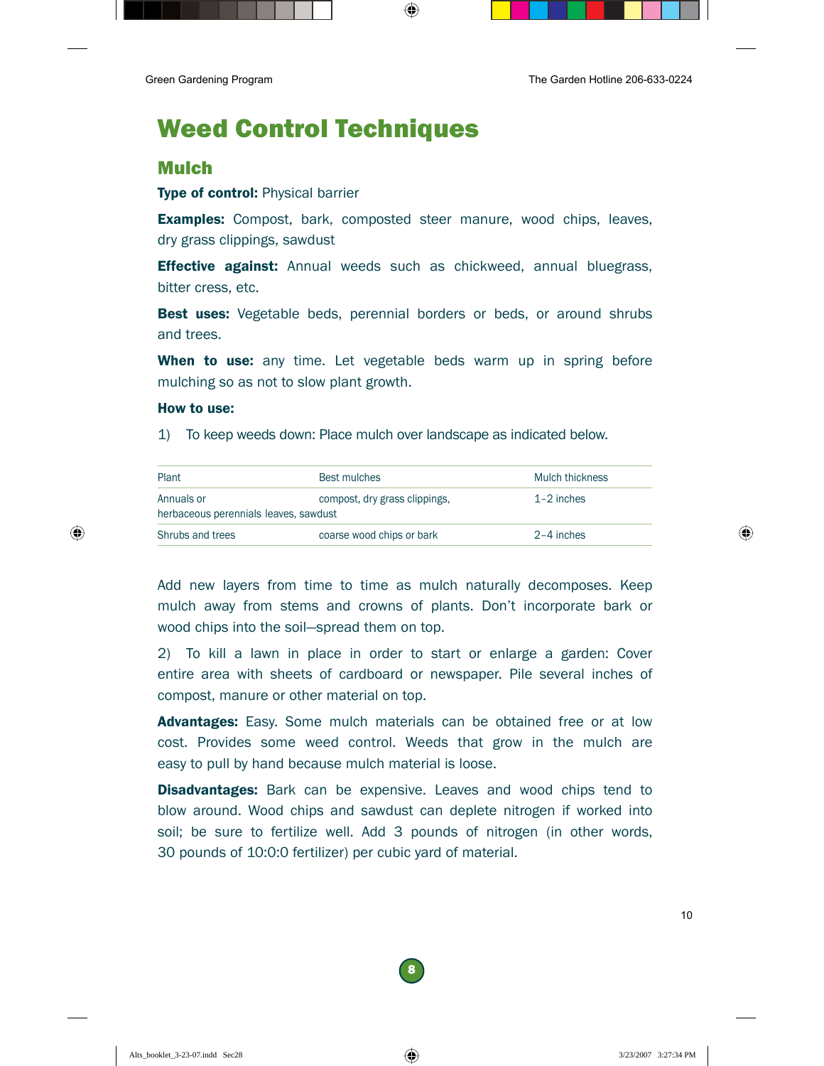# Weed Control Techniques

## Mulch

**Type of control:** Physical barrier

**Examples:** Compost, bark, composted steer manure, wood chips, leaves, dry grass clippings, sawdust

**Effective against:** Annual weeds such as chickweed, annual bluegrass, bitter cress, etc.

**Best uses:** Vegetable beds, perennial borders or beds, or around shrubs and trees.

**When to use:** any time. Let vegetable beds warm up in spring before mulching so as not to slow plant growth.

**How to use:**

1) To keep weeds down: Place mulch over landscape as indicated below.

| Plant | Best mulches | Mulch thickness |
|---|---|---|
| Annuals or herbaceous perennials | compost, dry grass clippings, leaves, sawdust | 1–2 inches |
| Shrubs and trees | coarse wood chips or bark | 2–4 inches |

Add new layers from time to time as mulch naturally decomposes. Keep mulch away from stems and crowns of plants. Don't incorporate bark or wood chips into the soil—spread them on top.

2) To kill a lawn in place in order to start or enlarge a garden: Cover entire area with sheets of cardboard or newspaper. Pile several inches of compost, manure or other material on top.

**Advantages:** Easy. Some mulch materials can be obtained free or at low cost. Provides some weed control. Weeds that grow in the mulch are easy to pull by hand because mulch material is loose.

**Disadvantages:** Bark can be expensive. Leaves and wood chips tend to blow around. Wood chips and sawdust can deplete nitrogen if worked into soil; be sure to fertilize well. Add 3 pounds of nitrogen (in other words, 30 pounds of 10:0:0 fertilizer) per cubic yard of material.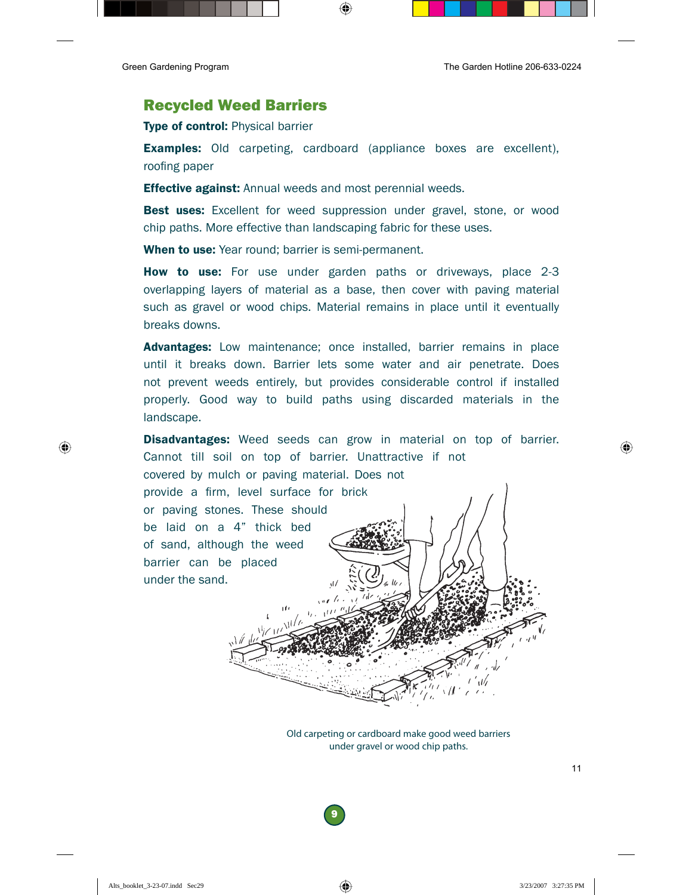## Recycled Weed Barriers

**Type of control:** Physical barrier

**Examples:** Old carpeting, cardboard (appliance boxes are excellent), roofing paper

**Effective against:** Annual weeds and most perennial weeds.

**Best uses:** Excellent for weed suppression under gravel, stone, or wood chip paths. More effective than landscaping fabric for these uses.

**When to use:** Year round; barrier is semi-permanent.

**How to use:** For use under garden paths or driveways, place 2-3 overlapping layers of material as a base, then cover with paving material such as gravel or wood chips. Material remains in place until it eventually breaks downs.

**Advantages:** Low maintenance; once installed, barrier remains in place until it breaks down. Barrier lets some water and air penetrate. Does not prevent weeds entirely, but provides considerable control if installed properly. Good way to build paths using discarded materials in the landscape.

**Disadvantages:** Weed seeds can grow in material on top of barrier. Cannot till soil on top of barrier. Unattractive if not covered by mulch or paving material. Does not provide a firm, level surface for brick or paving stones. These should be laid on a 4" thick bed of sand, although the weed barrier can be placed under the sand.

Old carpeting or cardboard make good weed barriers under gravel or wood chip paths.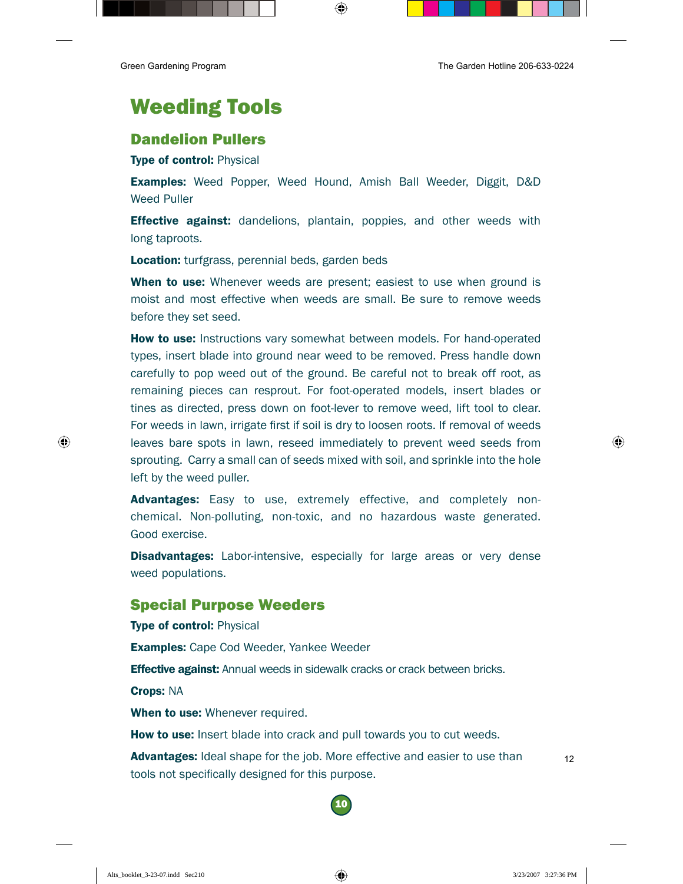# Weeding Tools

## Dandelion Pullers

**Type of control:** Physical

**Examples:** Weed Popper, Weed Hound, Amish Ball Weeder, Diggit, D&D Weed Puller

**Effective against:** dandelions, plantain, poppies, and other weeds with long taproots.

**Location:** turfgrass, perennial beds, garden beds

**When to use:** Whenever weeds are present; easiest to use when ground is moist and most effective when weeds are small. Be sure to remove weeds before they set seed.

**How to use:** Instructions vary somewhat between models. For hand-operated types, insert blade into ground near weed to be removed. Press handle down carefully to pop weed out of the ground. Be careful not to break off root, as remaining pieces can resprout. For foot-operated models, insert blades or tines as directed, press down on foot-lever to remove weed, lift tool to clear. For weeds in lawn, irrigate first if soil is dry to loosen roots. If removal of weeds leaves bare spots in lawn, reseed immediately to prevent weed seeds from sprouting. Carry a small can of seeds mixed with soil, and sprinkle into the hole left by the weed puller.

**Advantages:** Easy to use, extremely effective, and completely non-chemical. Non-polluting, non-toxic, and no hazardous waste generated. Good exercise.

**Disadvantages:** Labor-intensive, especially for large areas or very dense weed populations.

## Special Purpose Weeders

**Type of control:** Physical

**Examples:** Cape Cod Weeder, Yankee Weeder

**Effective against:** Annual weeds in sidewalk cracks or crack between bricks.

**Crops:** NA

**When to use:** Whenever required.

**How to use:** Insert blade into crack and pull towards you to cut weeds.

**Advantages:** Ideal shape for the job. More effective and easier to use than tools not specifically designed for this purpose.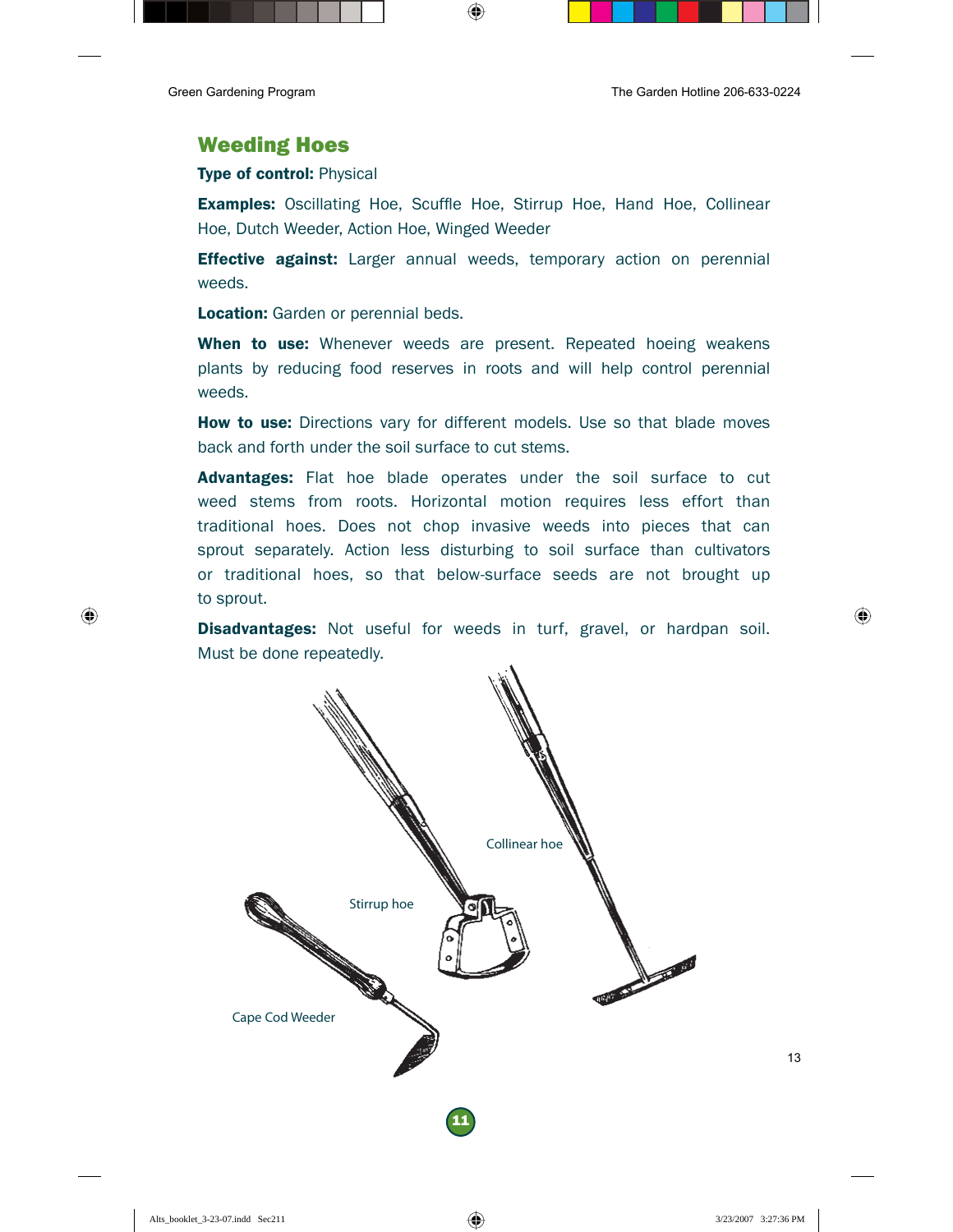## Weeding Hoes

**Type of control:** Physical

**Examples:** Oscillating Hoe, Scuffle Hoe, Stirrup Hoe, Hand Hoe, Collinear Hoe, Dutch Weeder, Action Hoe, Winged Weeder

**Effective against:** Larger annual weeds, temporary action on perennial weeds.

**Location:** Garden or perennial beds.

**When to use:** Whenever weeds are present. Repeated hoeing weakens plants by reducing food reserves in roots and will help control perennial weeds.

**How to use:** Directions vary for different models. Use so that blade moves back and forth under the soil surface to cut stems.

**Advantages:** Flat hoe blade operates under the soil surface to cut weed stems from roots. Horizontal motion requires less effort than traditional hoes. Does not chop invasive weeds into pieces that can sprout separately. Action less disturbing to soil surface than cultivators or traditional hoes, so that below-surface seeds are not brought up to sprout.

**Disadvantages:** Not useful for weeds in turf, gravel, or hardpan soil. Must be done repeatedly.

Collinear hoe

Stirrup hoe

Cape Cod Weeder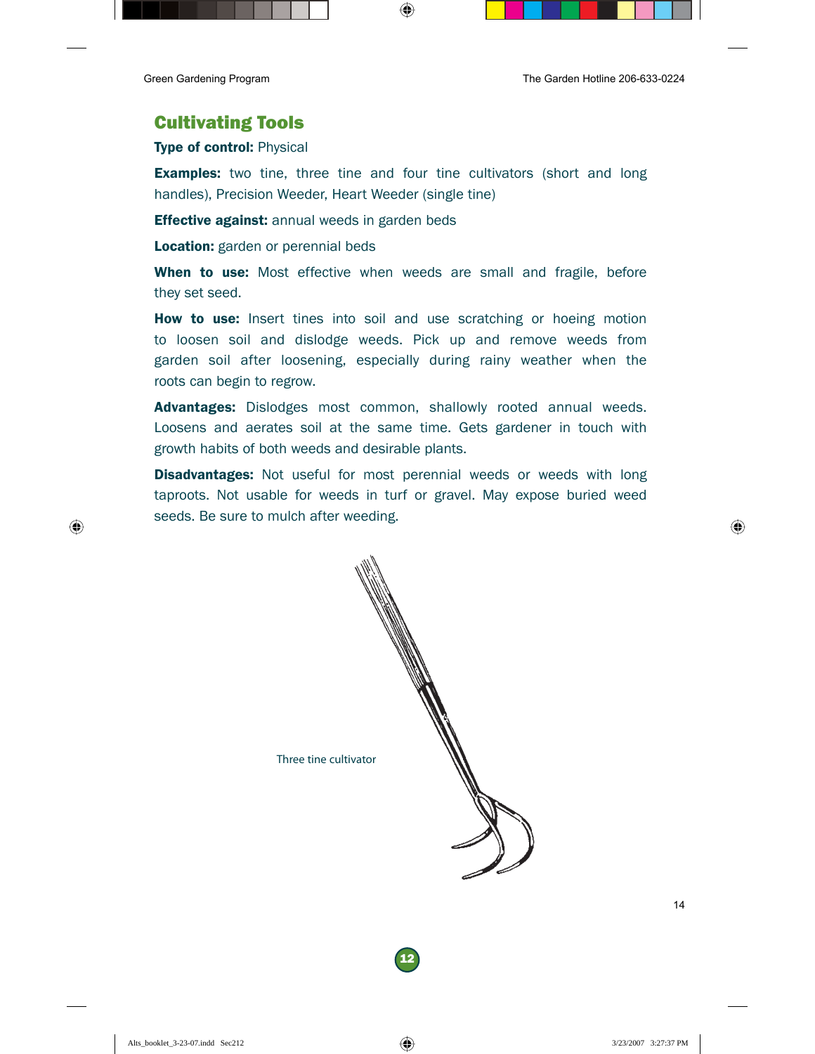## Cultivating Tools

**Type of control:** Physical

**Examples:** two tine, three tine and four tine cultivators (short and long handles), Precision Weeder, Heart Weeder (single tine)

**Effective against:** annual weeds in garden beds

**Location:** garden or perennial beds

**When to use:** Most effective when weeds are small and fragile, before they set seed.

**How to use:** Insert tines into soil and use scratching or hoeing motion to loosen soil and dislodge weeds. Pick up and remove weeds from garden soil after loosening, especially during rainy weather when the roots can begin to regrow.

**Advantages:** Dislodges most common, shallowly rooted annual weeds. Loosens and aerates soil at the same time. Gets gardener in touch with growth habits of both weeds and desirable plants.

**Disadvantages:** Not useful for most perennial weeds or weeds with long taproots. Not usable for weeds in turf or gravel. May expose buried weed seeds. Be sure to mulch after weeding.

Three tine cultivator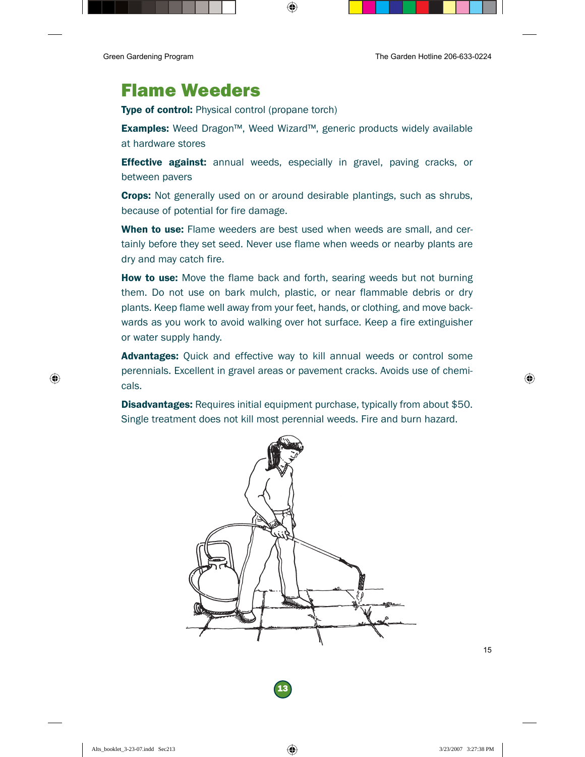# Flame Weeders

**Type of control:** Physical control (propane torch)

**Examples:** Weed Dragon™, Weed Wizard™, generic products widely available at hardware stores

**Effective against:** annual weeds, especially in gravel, paving cracks, or between pavers

**Crops:** Not generally used on or around desirable plantings, such as shrubs, because of potential for fire damage.

**When to use:** Flame weeders are best used when weeds are small, and certainly before they set seed. Never use flame when weeds or nearby plants are dry and may catch fire.

**How to use:** Move the flame back and forth, searing weeds but not burning them. Do not use on bark mulch, plastic, or near flammable debris or dry plants. Keep flame well away from your feet, hands, or clothing, and move backwards as you work to avoid walking over hot surface. Keep a fire extinguisher or water supply handy.

**Advantages:** Quick and effective way to kill annual weeds or control some perennials. Excellent in gravel areas or pavement cracks. Avoids use of chemicals.

**Disadvantages:** Requires initial equipment purchase, typically from about $50. Single treatment does not kill most perennial weeds. Fire and burn hazard.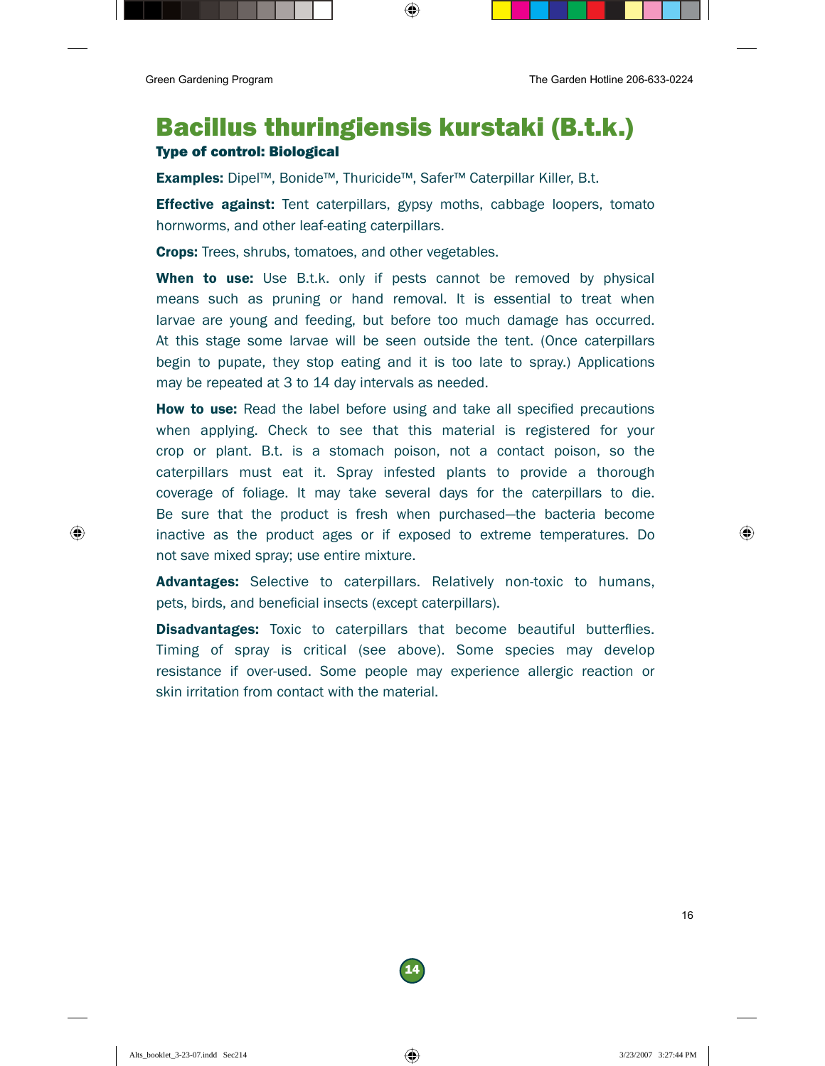# Bacillus thuringiensis kurstaki (B.t.k.)

### Type of control: Biological

**Examples:** Dipel™, Bonide™, Thuricide™, Safer™ Caterpillar Killer, B.t.

**Effective against:** Tent caterpillars, gypsy moths, cabbage loopers, tomato hornworms, and other leaf-eating caterpillars.

**Crops:** Trees, shrubs, tomatoes, and other vegetables.

**When to use:** Use B.t.k. only if pests cannot be removed by physical means such as pruning or hand removal. It is essential to treat when larvae are young and feeding, but before too much damage has occurred. At this stage some larvae will be seen outside the tent. (Once caterpillars begin to pupate, they stop eating and it is too late to spray.) Applications may be repeated at 3 to 14 day intervals as needed.

**How to use:** Read the label before using and take all specified precautions when applying. Check to see that this material is registered for your crop or plant. B.t. is a stomach poison, not a contact poison, so the caterpillars must eat it. Spray infested plants to provide a thorough coverage of foliage. It may take several days for the caterpillars to die. Be sure that the product is fresh when purchased—the bacteria become inactive as the product ages or if exposed to extreme temperatures. Do not save mixed spray; use entire mixture.

**Advantages:** Selective to caterpillars. Relatively non-toxic to humans, pets, birds, and beneficial insects (except caterpillars).

**Disadvantages:** Toxic to caterpillars that become beautiful butterflies. Timing of spray is critical (see above). Some species may develop resistance if over-used. Some people may experience allergic reaction or skin irritation from contact with the material.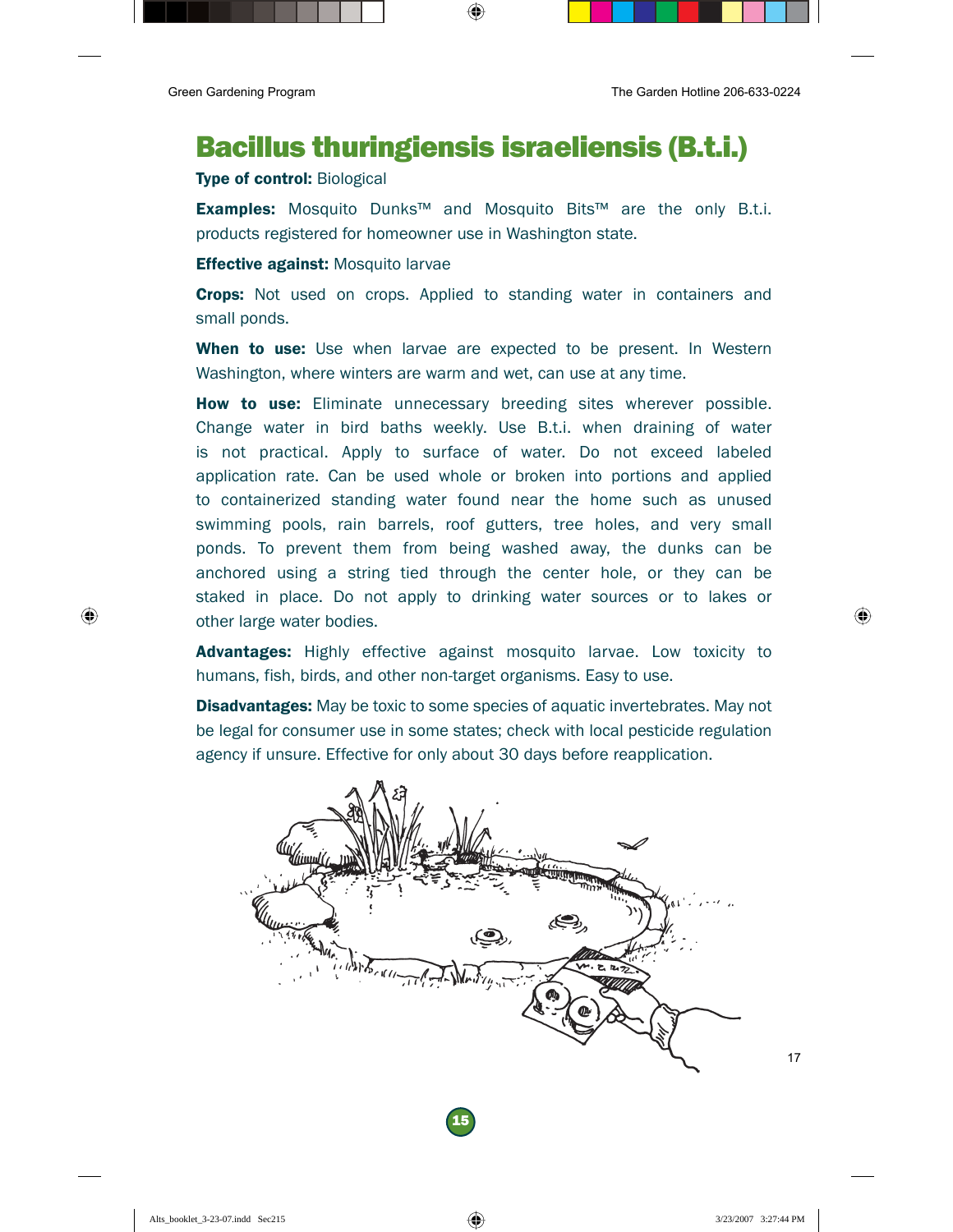# Bacillus thuringiensis israeliensis (B.t.i.)

**Type of control:** Biological

**Examples:** Mosquito Dunks™ and Mosquito Bits™ are the only B.t.i. products registered for homeowner use in Washington state.

**Effective against:** Mosquito larvae

**Crops:** Not used on crops. Applied to standing water in containers and small ponds.

**When to use:** Use when larvae are expected to be present. In Western Washington, where winters are warm and wet, can use at any time.

**How to use:** Eliminate unnecessary breeding sites wherever possible. Change water in bird baths weekly. Use B.t.i. when draining of water is not practical. Apply to surface of water. Do not exceed labeled application rate. Can be used whole or broken into portions and applied to containerized standing water found near the home such as unused swimming pools, rain barrels, roof gutters, tree holes, and very small ponds. To prevent them from being washed away, the dunks can be anchored using a string tied through the center hole, or they can be staked in place. Do not apply to drinking water sources or to lakes or other large water bodies.

**Advantages:** Highly effective against mosquito larvae. Low toxicity to humans, fish, birds, and other non-target organisms. Easy to use.

**Disadvantages:** May be toxic to some species of aquatic invertebrates. May not be legal for consumer use in some states; check with local pesticide regulation agency if unsure. Effective for only about 30 days before reapplication.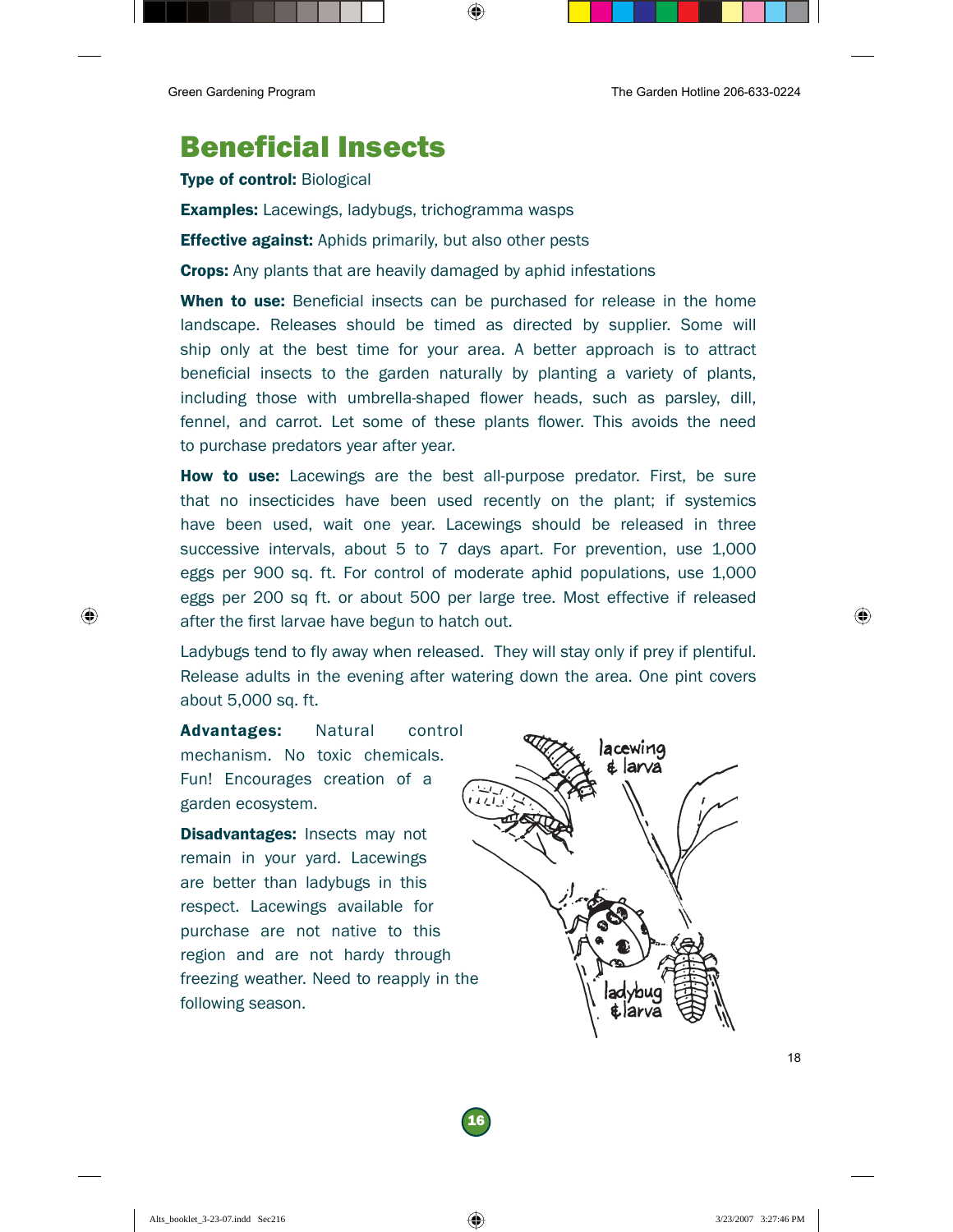# Beneficial Insects

**Type of control:** Biological

**Examples:** Lacewings, ladybugs, trichogramma wasps

**Effective against:** Aphids primarily, but also other pests

**Crops:** Any plants that are heavily damaged by aphid infestations

**When to use:** Beneficial insects can be purchased for release in the home landscape. Releases should be timed as directed by supplier. Some will ship only at the best time for your area. A better approach is to attract beneficial insects to the garden naturally by planting a variety of plants, including those with umbrella-shaped flower heads, such as parsley, dill, fennel, and carrot. Let some of these plants flower. This avoids the need to purchase predators year after year.

**How to use:** Lacewings are the best all-purpose predator. First, be sure that no insecticides have been used recently on the plant; if systemics have been used, wait one year. Lacewings should be released in three successive intervals, about 5 to 7 days apart. For prevention, use 1,000 eggs per 900 sq. ft. For control of moderate aphid populations, use 1,000 eggs per 200 sq ft. or about 500 per large tree. Most effective if released after the first larvae have begun to hatch out.

Ladybugs tend to fly away when released. They will stay only if prey if plentiful. Release adults in the evening after watering down the area. One pint covers about 5,000 sq. ft.

**Advantages:** Natural control mechanism. No toxic chemicals. Fun! Encourages creation of a garden ecosystem.

**Disadvantages:** Insects may not remain in your yard. Lacewings are better than ladybugs in this respect. Lacewings available for purchase are not native to this region and are not hardy through freezing weather. Need to reapply in the following season.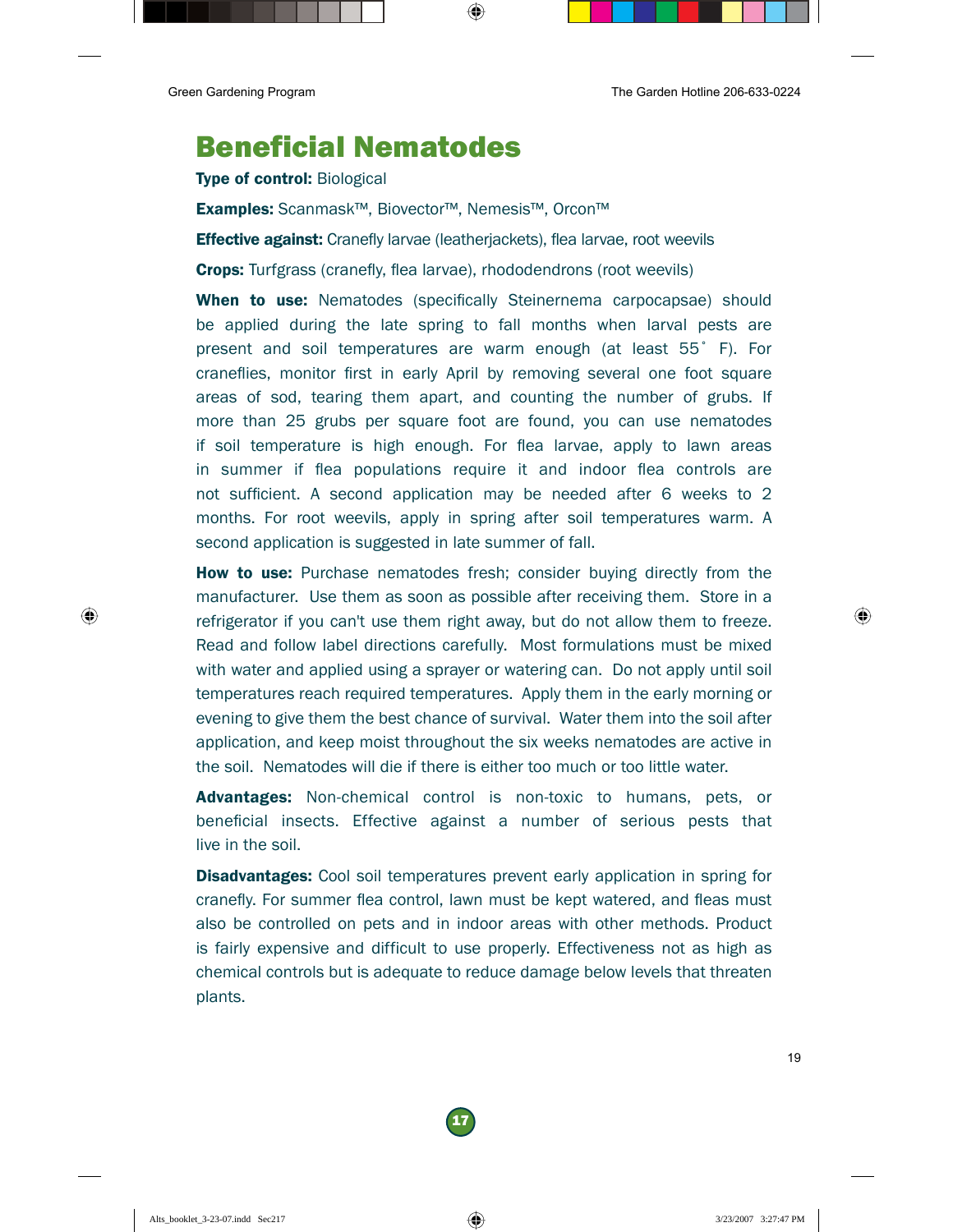# Beneficial Nematodes

**Type of control:** Biological

**Examples:** Scanmask™, Biovector™, Nemesis™, Orcon™

**Effective against:** Cranefly larvae (leatherjackets), flea larvae, root weevils

**Crops:** Turfgrass (cranefly, flea larvae), rhododendrons (root weevils)

**When to use:** Nematodes (specifically Steinernema carpocapsae) should be applied during the late spring to fall months when larval pests are present and soil temperatures are warm enough (at least 55˚ F). For craneflies, monitor first in early April by removing several one foot square areas of sod, tearing them apart, and counting the number of grubs. If more than 25 grubs per square foot are found, you can use nematodes if soil temperature is high enough. For flea larvae, apply to lawn areas in summer if flea populations require it and indoor flea controls are not sufficient. A second application may be needed after 6 weeks to 2 months. For root weevils, apply in spring after soil temperatures warm. A second application is suggested in late summer of fall.

**How to use:** Purchase nematodes fresh; consider buying directly from the manufacturer. Use them as soon as possible after receiving them. Store in a refrigerator if you can't use them right away, but do not allow them to freeze. Read and follow label directions carefully. Most formulations must be mixed with water and applied using a sprayer or watering can. Do not apply until soil temperatures reach required temperatures. Apply them in the early morning or evening to give them the best chance of survival. Water them into the soil after application, and keep moist throughout the six weeks nematodes are active in the soil. Nematodes will die if there is either too much or too little water.

**Advantages:** Non-chemical control is non-toxic to humans, pets, or beneficial insects. Effective against a number of serious pests that live in the soil.

**Disadvantages:** Cool soil temperatures prevent early application in spring for cranefly. For summer flea control, lawn must be kept watered, and fleas must also be controlled on pets and in indoor areas with other methods. Product is fairly expensive and difficult to use properly. Effectiveness not as high as chemical controls but is adequate to reduce damage below levels that threaten plants.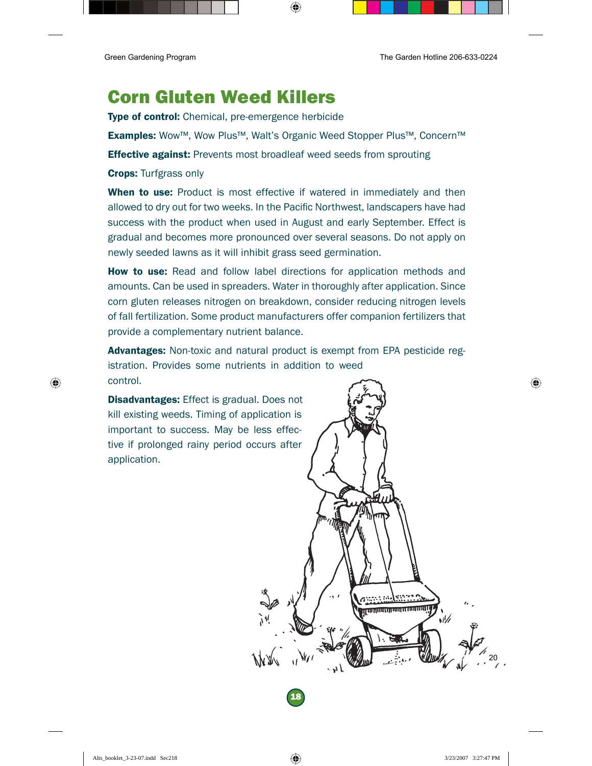# Corn Gluten Weed Killers

**Type of control:** Chemical, pre-emergence herbicide

**Examples:** Wow™, Wow Plus™, Walt's Organic Weed Stopper Plus™, Concern™

**Effective against:** Prevents most broadleaf weed seeds from sprouting

**Crops:** Turfgrass only

**When to use:** Product is most effective if watered in immediately and then allowed to dry out for two weeks. In the Pacific Northwest, landscapers have had success with the product when used in August and early September. Effect is gradual and becomes more pronounced over several seasons. Do not apply on newly seeded lawns as it will inhibit grass seed germination.

**How to use:** Read and follow label directions for application methods and amounts. Can be used in spreaders. Water in thoroughly after application. Since corn gluten releases nitrogen on breakdown, consider reducing nitrogen levels of fall fertilization. Some product manufacturers offer companion fertilizers that provide a complementary nutrient balance.

**Advantages:** Non-toxic and natural product is exempt from EPA pesticide registration. Provides some nutrients in addition to weed control.

**Disadvantages:** Effect is gradual. Does not kill existing weeds. Timing of application is important to success. May be less effective if prolonged rainy period occurs after application.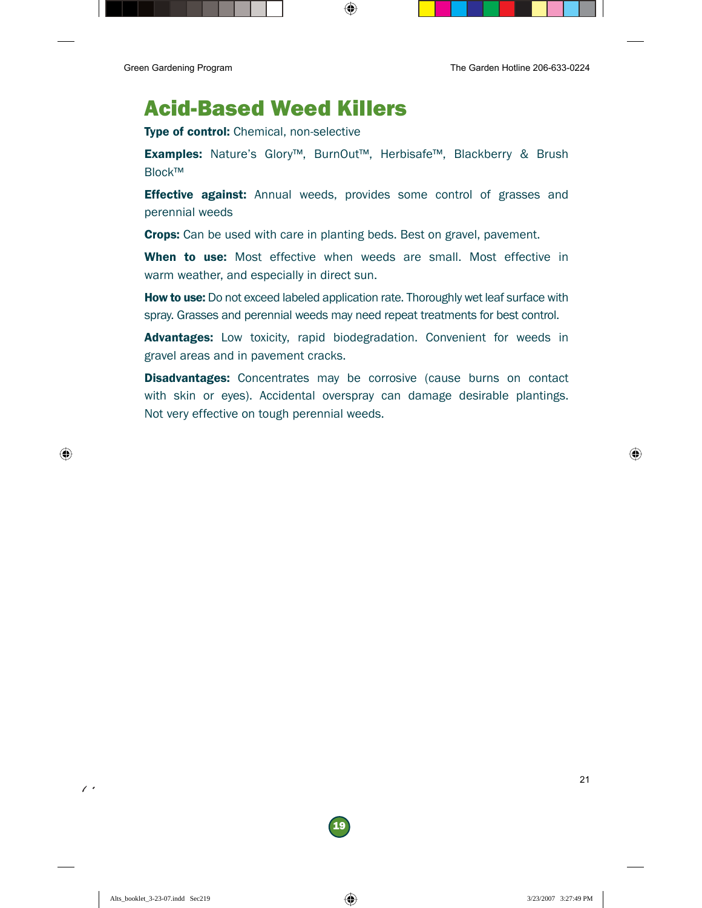# Acid-Based Weed Killers

**Type of control:** Chemical, non-selective

**Examples:** Nature's Glory™, BurnOut™, Herbisafe™, Blackberry & Brush Block™

**Effective against:** Annual weeds, provides some control of grasses and perennial weeds

**Crops:** Can be used with care in planting beds. Best on gravel, pavement.

**When to use:** Most effective when weeds are small. Most effective in warm weather, and especially in direct sun.

**How to use:** Do not exceed labeled application rate. Thoroughly wet leaf surface with spray. Grasses and perennial weeds may need repeat treatments for best control.

**Advantages:** Low toxicity, rapid biodegradation. Convenient for weeds in gravel areas and in pavement cracks.

**Disadvantages:** Concentrates may be corrosive (cause burns on contact with skin or eyes). Accidental overspray can damage desirable plantings. Not very effective on tough perennial weeds.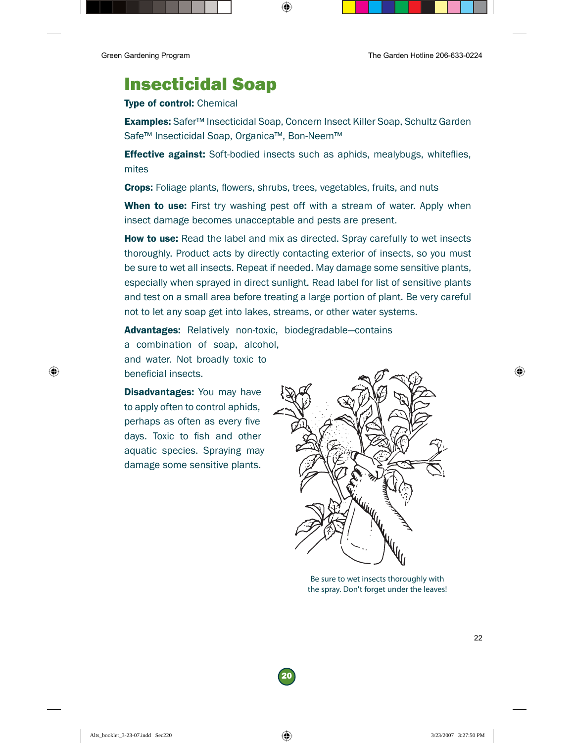# Insecticidal Soap

**Type of control:** Chemical

**Examples:** Safer™ Insecticidal Soap, Concern Insect Killer Soap, Schultz Garden Safe™ Insecticidal Soap, Organica™, Bon-Neem™

**Effective against:** Soft-bodied insects such as aphids, mealybugs, whiteflies, mites

**Crops:** Foliage plants, flowers, shrubs, trees, vegetables, fruits, and nuts

**When to use:** First try washing pest off with a stream of water. Apply when insect damage becomes unacceptable and pests are present.

**How to use:** Read the label and mix as directed. Spray carefully to wet insects thoroughly. Product acts by directly contacting exterior of insects, so you must be sure to wet all insects. Repeat if needed. May damage some sensitive plants, especially when sprayed in direct sunlight. Read label for list of sensitive plants and test on a small area before treating a large portion of plant. Be very careful not to let any soap get into lakes, streams, or other water systems.

**Advantages:** Relatively non-toxic, biodegradable—contains a combination of soap, alcohol, and water. Not broadly toxic to beneficial insects.

**Disadvantages:** You may have to apply often to control aphids, perhaps as often as every five days. Toxic to fish and other aquatic species. Spraying may damage some sensitive plants.

Be sure to wet insects thoroughly with the spray. Don't forget under the leaves!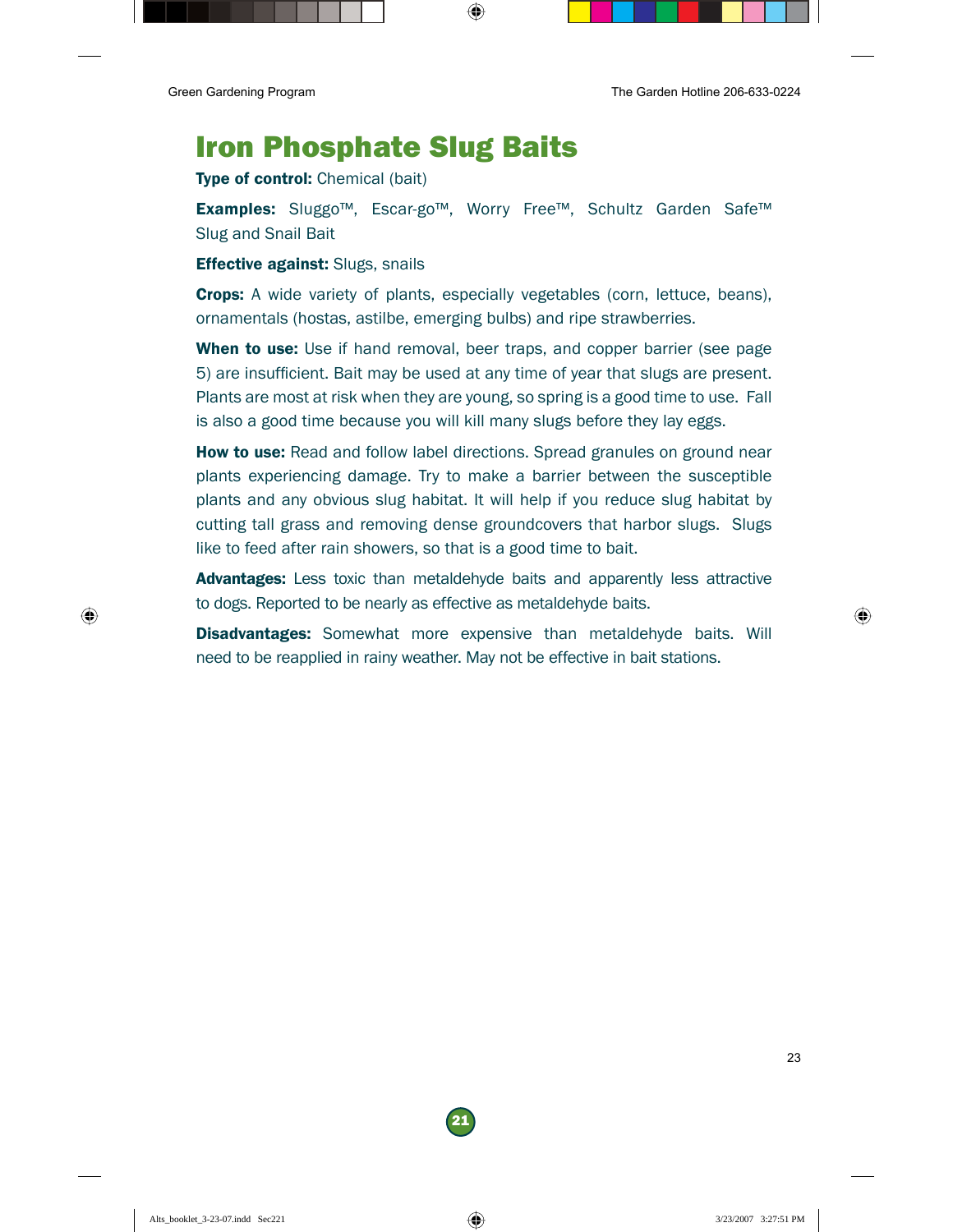# Iron Phosphate Slug Baits

**Type of control:** Chemical (bait)

**Examples:** Sluggo™, Escar-go™, Worry Free™, Schultz Garden Safe™ Slug and Snail Bait

**Effective against:** Slugs, snails

**Crops:** A wide variety of plants, especially vegetables (corn, lettuce, beans), ornamentals (hostas, astilbe, emerging bulbs) and ripe strawberries.

**When to use:** Use if hand removal, beer traps, and copper barrier (see page 5) are insufficient. Bait may be used at any time of year that slugs are present. Plants are most at risk when they are young, so spring is a good time to use. Fall is also a good time because you will kill many slugs before they lay eggs.

**How to use:** Read and follow label directions. Spread granules on ground near plants experiencing damage. Try to make a barrier between the susceptible plants and any obvious slug habitat. It will help if you reduce slug habitat by cutting tall grass and removing dense groundcovers that harbor slugs. Slugs like to feed after rain showers, so that is a good time to bait.

**Advantages:** Less toxic than metaldehyde baits and apparently less attractive to dogs. Reported to be nearly as effective as metaldehyde baits.

**Disadvantages:** Somewhat more expensive than metaldehyde baits. Will need to be reapplied in rainy weather. May not be effective in bait stations.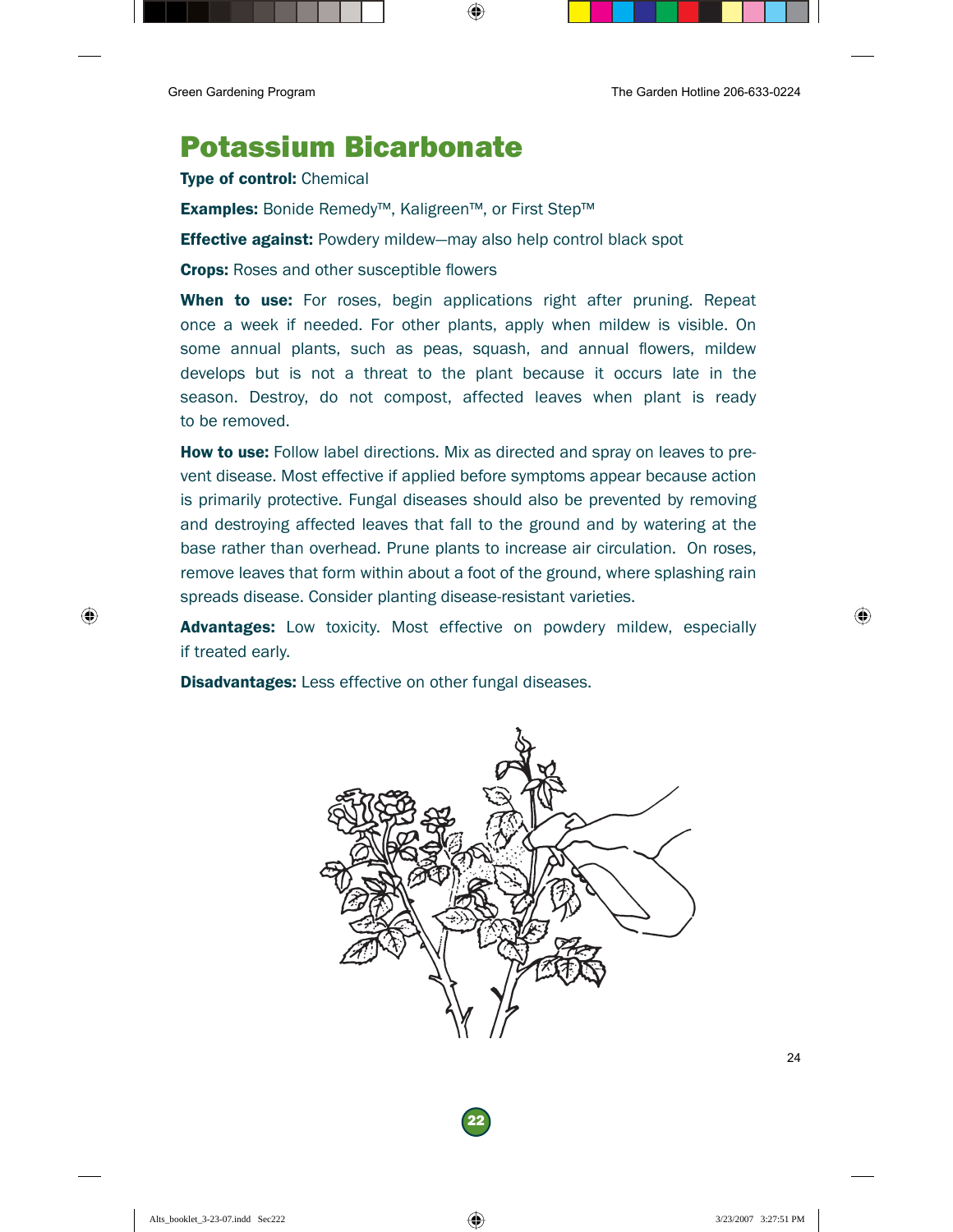# Potassium Bicarbonate

**Type of control:** Chemical

**Examples:** Bonide Remedy™, Kaligreen™, or First Step™

**Effective against:** Powdery mildew—may also help control black spot

**Crops:** Roses and other susceptible flowers

**When to use:** For roses, begin applications right after pruning. Repeat once a week if needed. For other plants, apply when mildew is visible. On some annual plants, such as peas, squash, and annual flowers, mildew develops but is not a threat to the plant because it occurs late in the season. Destroy, do not compost, affected leaves when plant is ready to be removed.

**How to use:** Follow label directions. Mix as directed and spray on leaves to prevent disease. Most effective if applied before symptoms appear because action is primarily protective. Fungal diseases should also be prevented by removing and destroying affected leaves that fall to the ground and by watering at the base rather than overhead. Prune plants to increase air circulation. On roses, remove leaves that form within about a foot of the ground, where splashing rain spreads disease. Consider planting disease-resistant varieties.

**Advantages:** Low toxicity. Most effective on powdery mildew, especially if treated early.

**Disadvantages:** Less effective on other fungal diseases.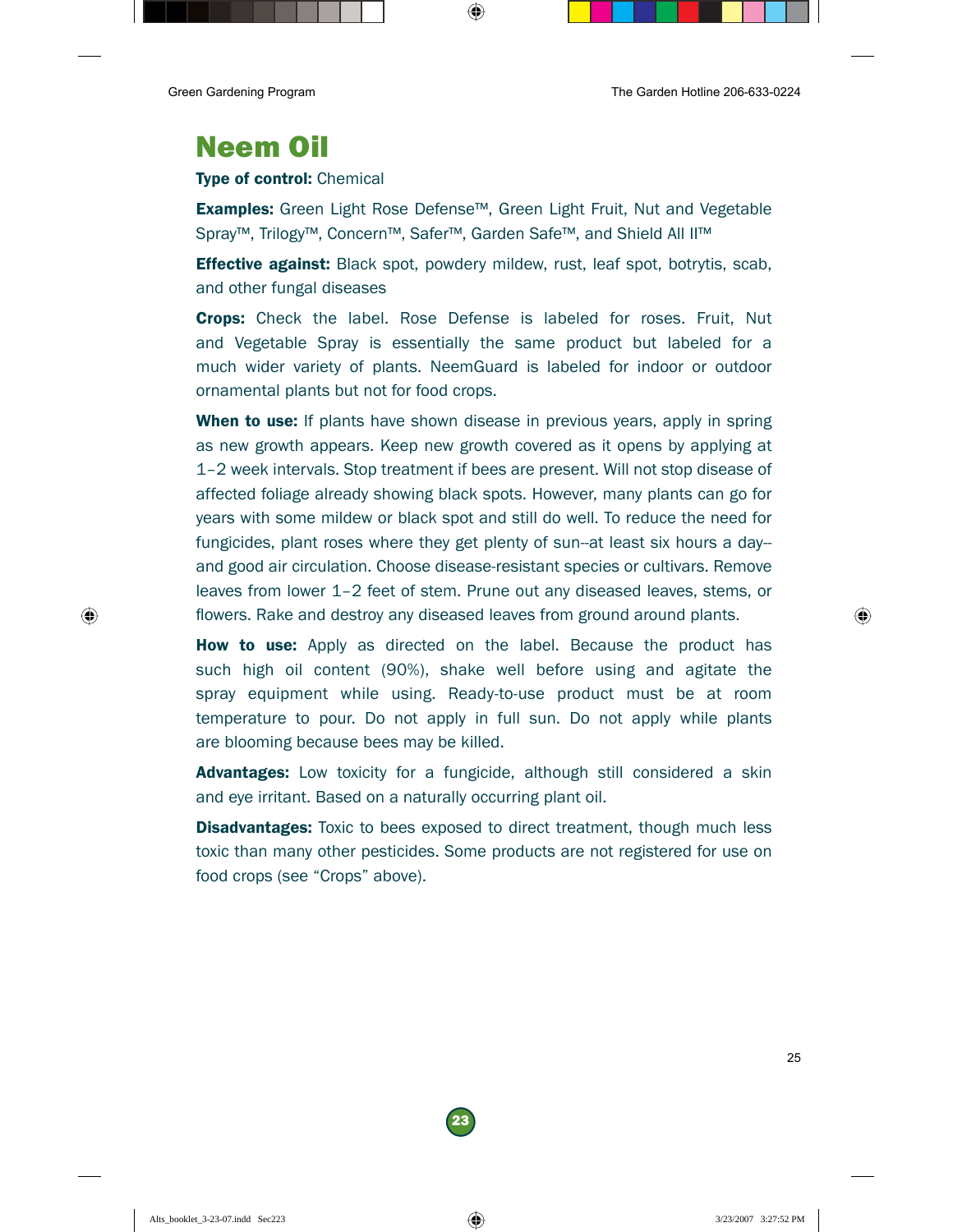# Neem Oil

**Type of control:** Chemical

**Examples:** Green Light Rose Defense™, Green Light Fruit, Nut and Vegetable Spray™, Trilogy™, Concern™, Safer™, Garden Safe™, and Shield All II™

**Effective against:** Black spot, powdery mildew, rust, leaf spot, botrytis, scab, and other fungal diseases

**Crops:** Check the label. Rose Defense is labeled for roses. Fruit, Nut and Vegetable Spray is essentially the same product but labeled for a much wider variety of plants. NeemGuard is labeled for indoor or outdoor ornamental plants but not for food crops.

**When to use:** If plants have shown disease in previous years, apply in spring as new growth appears. Keep new growth covered as it opens by applying at 1–2 week intervals. Stop treatment if bees are present. Will not stop disease of affected foliage already showing black spots. However, many plants can go for years with some mildew or black spot and still do well. To reduce the need for fungicides, plant roses where they get plenty of sun--at least six hours a day--and good air circulation. Choose disease-resistant species or cultivars. Remove leaves from lower 1–2 feet of stem. Prune out any diseased leaves, stems, or flowers. Rake and destroy any diseased leaves from ground around plants.

**How to use:** Apply as directed on the label. Because the product has such high oil content (90%), shake well before using and agitate the spray equipment while using. Ready-to-use product must be at room temperature to pour. Do not apply in full sun. Do not apply while plants are blooming because bees may be killed.

**Advantages:** Low toxicity for a fungicide, although still considered a skin and eye irritant. Based on a naturally occurring plant oil.

**Disadvantages:** Toxic to bees exposed to direct treatment, though much less toxic than many other pesticides. Some products are not registered for use on food crops (see "Crops" above).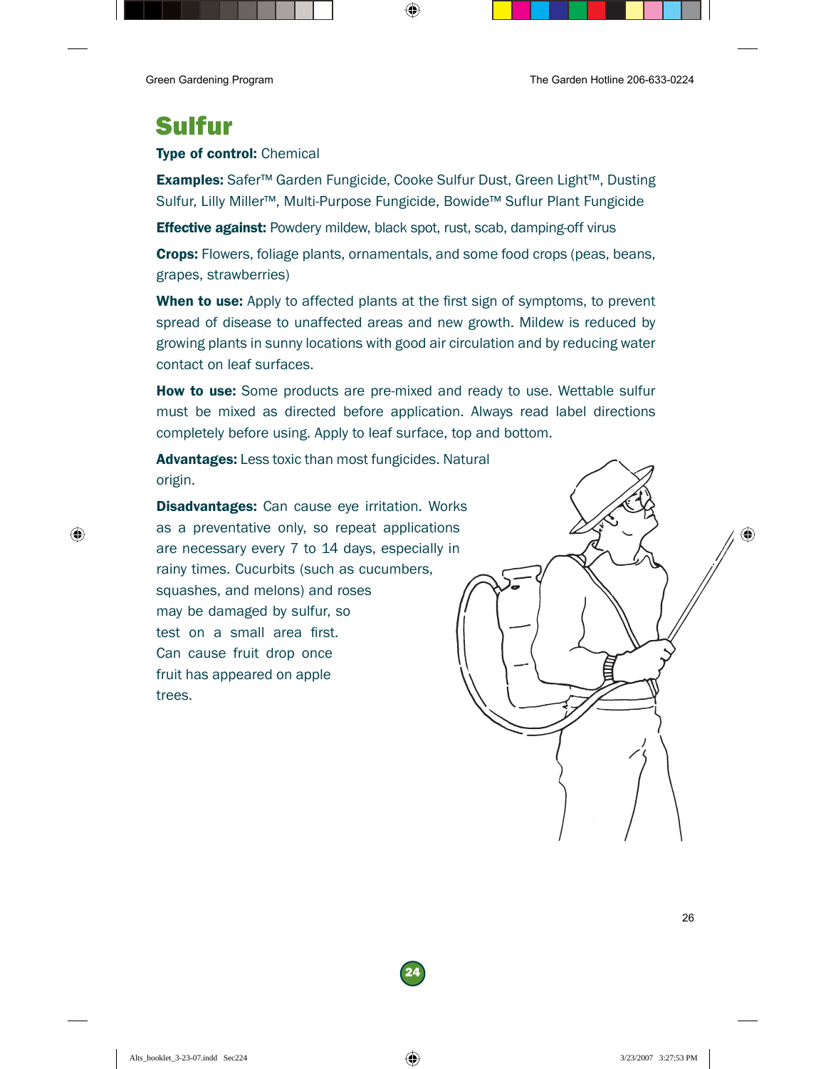# Sulfur

**Type of control:** Chemical

**Examples:** Safer™ Garden Fungicide, Cooke Sulfur Dust, Green Light™, Dusting Sulfur, Lilly Miller™, Multi-Purpose Fungicide, Bowide™ Suflur Plant Fungicide

**Effective against:** Powdery mildew, black spot, rust, scab, damping-off virus

**Crops:** Flowers, foliage plants, ornamentals, and some food crops (peas, beans, grapes, strawberries)

**When to use:** Apply to affected plants at the first sign of symptoms, to prevent spread of disease to unaffected areas and new growth. Mildew is reduced by growing plants in sunny locations with good air circulation and by reducing water contact on leaf surfaces.

**How to use:** Some products are pre-mixed and ready to use. Wettable sulfur must be mixed as directed before application. Always read label directions completely before using. Apply to leaf surface, top and bottom.

**Advantages:** Less toxic than most fungicides. Natural origin.

**Disadvantages:** Can cause eye irritation. Works as a preventative only, so repeat applications are necessary every 7 to 14 days, especially in rainy times. Cucurbits (such as cucumbers, squashes, and melons) and roses may be damaged by sulfur, so test on a small area first. Can cause fruit drop once fruit has appeared on apple trees.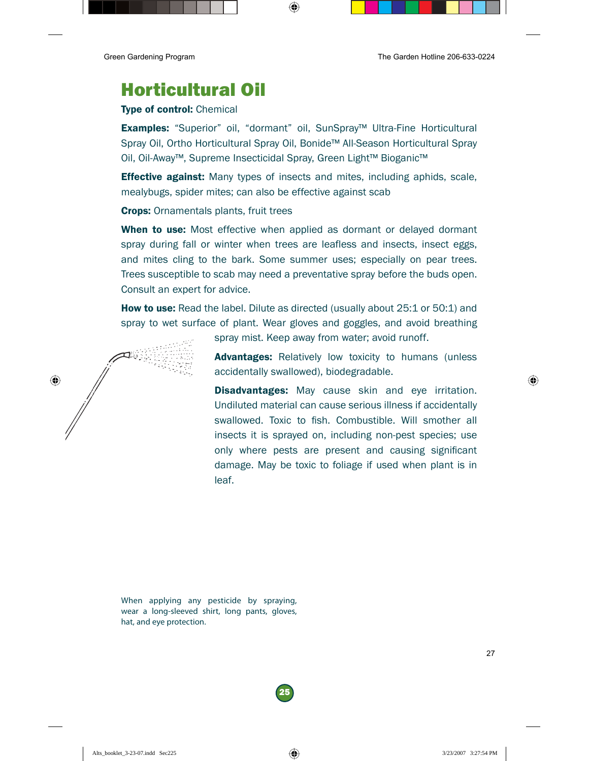# Horticultural Oil

**Type of control:** Chemical

**Examples:** "Superior" oil, "dormant" oil, SunSpray™ Ultra-Fine Horticultural Spray Oil, Ortho Horticultural Spray Oil, Bonide™ All-Season Horticultural Spray Oil, Oil-Away™, Supreme Insecticidal Spray, Green Light™ Bioganic™

**Effective against:** Many types of insects and mites, including aphids, scale, mealybugs, spider mites; can also be effective against scab

**Crops:** Ornamentals plants, fruit trees

**When to use:** Most effective when applied as dormant or delayed dormant spray during fall or winter when trees are leafless and insects, insect eggs, and mites cling to the bark. Some summer uses; especially on pear trees. Trees susceptible to scab may need a preventative spray before the buds open. Consult an expert for advice.

**How to use:** Read the label. Dilute as directed (usually about 25:1 or 50:1) and spray to wet surface of plant. Wear gloves and goggles, and avoid breathing spray mist. Keep away from water; avoid runoff.

**Advantages:** Relatively low toxicity to humans (unless accidentally swallowed), biodegradable.

**Disadvantages:** May cause skin and eye irritation. Undiluted material can cause serious illness if accidentally swallowed. Toxic to fish. Combustible. Will smother all insects it is sprayed on, including non-pest species; use only where pests are present and causing significant damage. May be toxic to foliage if used when plant is in leaf.

When applying any pesticide by spraying, wear a long-sleeved shirt, long pants, gloves, hat, and eye protection.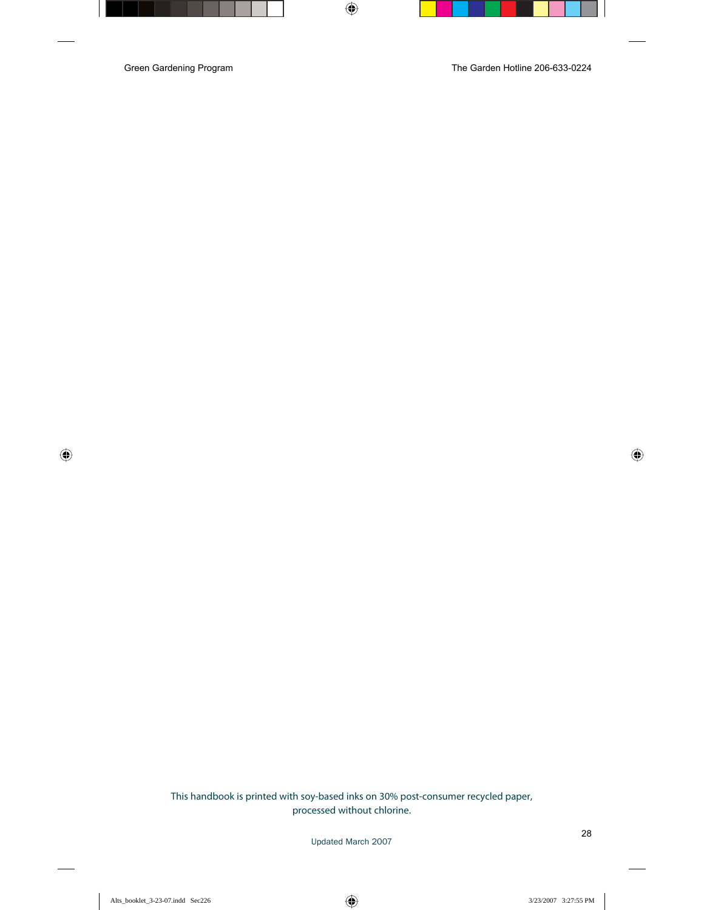This handbook is printed with soy-based inks on 30% post-consumer recycled paper, processed without chlorine.

Updated March 2007